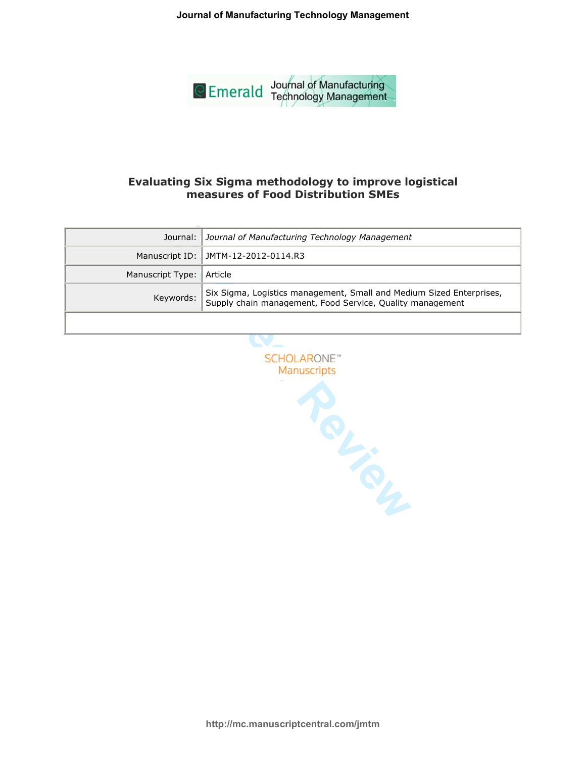# Evaluating Six Sigma methodology to improve logistical measures of Food Distribution SMEs

| | |
|---|---|
| Journal: | *Journal of Manufacturing Technology Management* |
| Manuscript ID: | JMTM-12-2012-0114.R3 |
| Manuscript Type: | Article |
| Keywords: | Six Sigma, Logistics management, Small and Medium Sized Enterprises, Supply chain management, Food Service, Quality management |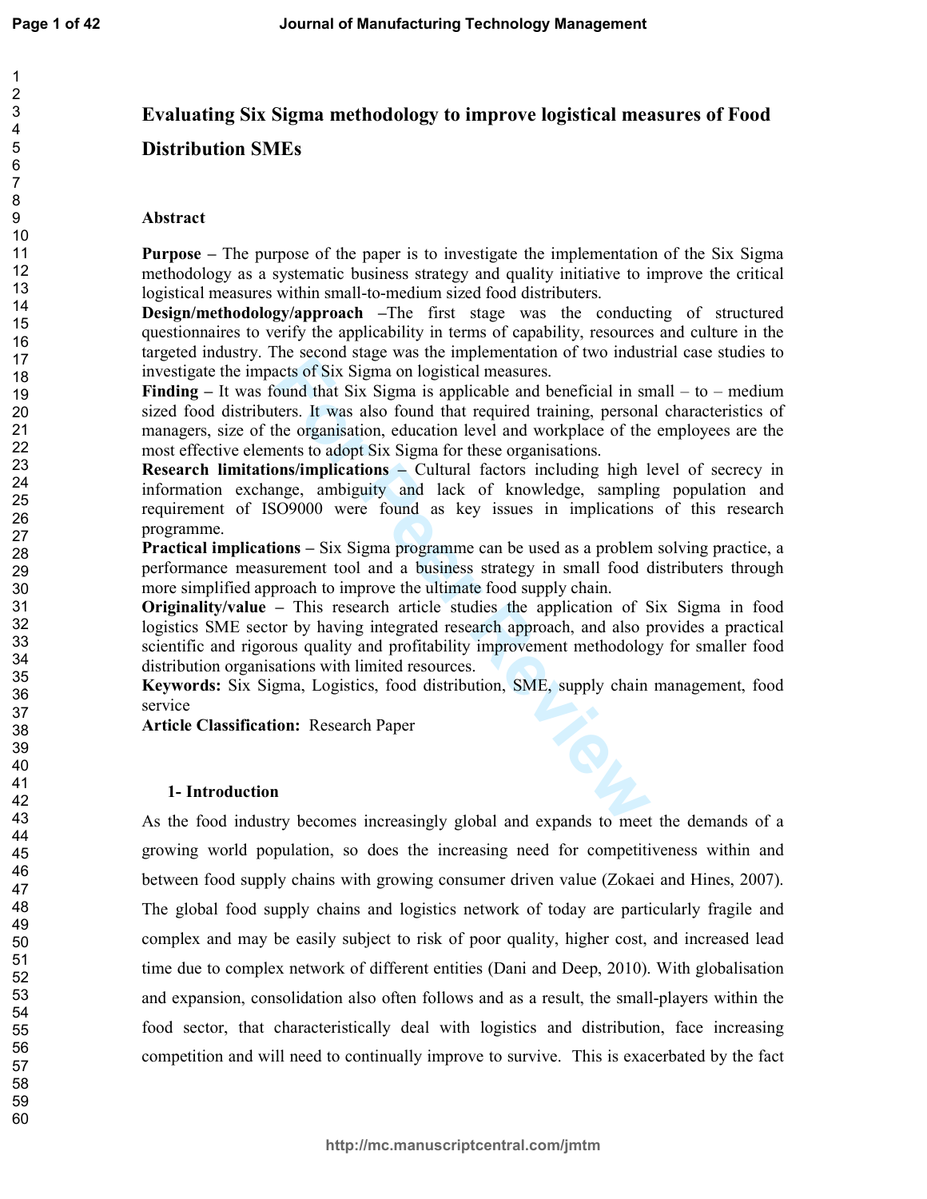# Evaluating Six Sigma methodology to improve logistical measures of Food Distribution SMEs

## Abstract

**Purpose –** The purpose of the paper is to investigate the implementation of the Six Sigma methodology as a systematic business strategy and quality initiative to improve the critical logistical measures within small-to-medium sized food distributers.

**Design/methodology/approach –**The first stage was the conducting of structured questionnaires to verify the applicability in terms of capability, resources and culture in the targeted industry. The second stage was the implementation of two industrial case studies to investigate the impacts of Six Sigma on logistical measures.

**Finding –** It was found that Six Sigma is applicable and beneficial in small – to – medium sized food distributers. It was also found that required training, personal characteristics of managers, size of the organisation, education level and workplace of the employees are the most effective elements to adopt Six Sigma for these organisations.

**Research limitations/implications –** Cultural factors including high level of secrecy in information exchange, ambiguity and lack of knowledge, sampling population and requirement of ISO9000 were found as key issues in implications of this research programme.

**Practical implications –** Six Sigma programme can be used as a problem solving practice, a performance measurement tool and a business strategy in small food distributers through more simplified approach to improve the ultimate food supply chain.

**Originality/value –** This research article studies the application of Six Sigma in food logistics SME sector by having integrated research approach, and also provides a practical scientific and rigorous quality and profitability improvement methodology for smaller food distribution organisations with limited resources.

**Keywords:** Six Sigma, Logistics, food distribution, SME, supply chain management, food service

**Article Classification:** Research Paper

## 1- Introduction

As the food industry becomes increasingly global and expands to meet the demands of a growing world population, so does the increasing need for competitiveness within and between food supply chains with growing consumer driven value (Zokaei and Hines, 2007). The global food supply chains and logistics network of today are particularly fragile and complex and may be easily subject to risk of poor quality, higher cost, and increased lead time due to complex network of different entities (Dani and Deep, 2010). With globalisation and expansion, consolidation also often follows and as a result, the small-players within the food sector, that characteristically deal with logistics and distribution, face increasing competition and will need to continually improve to survive. This is exacerbated by the fact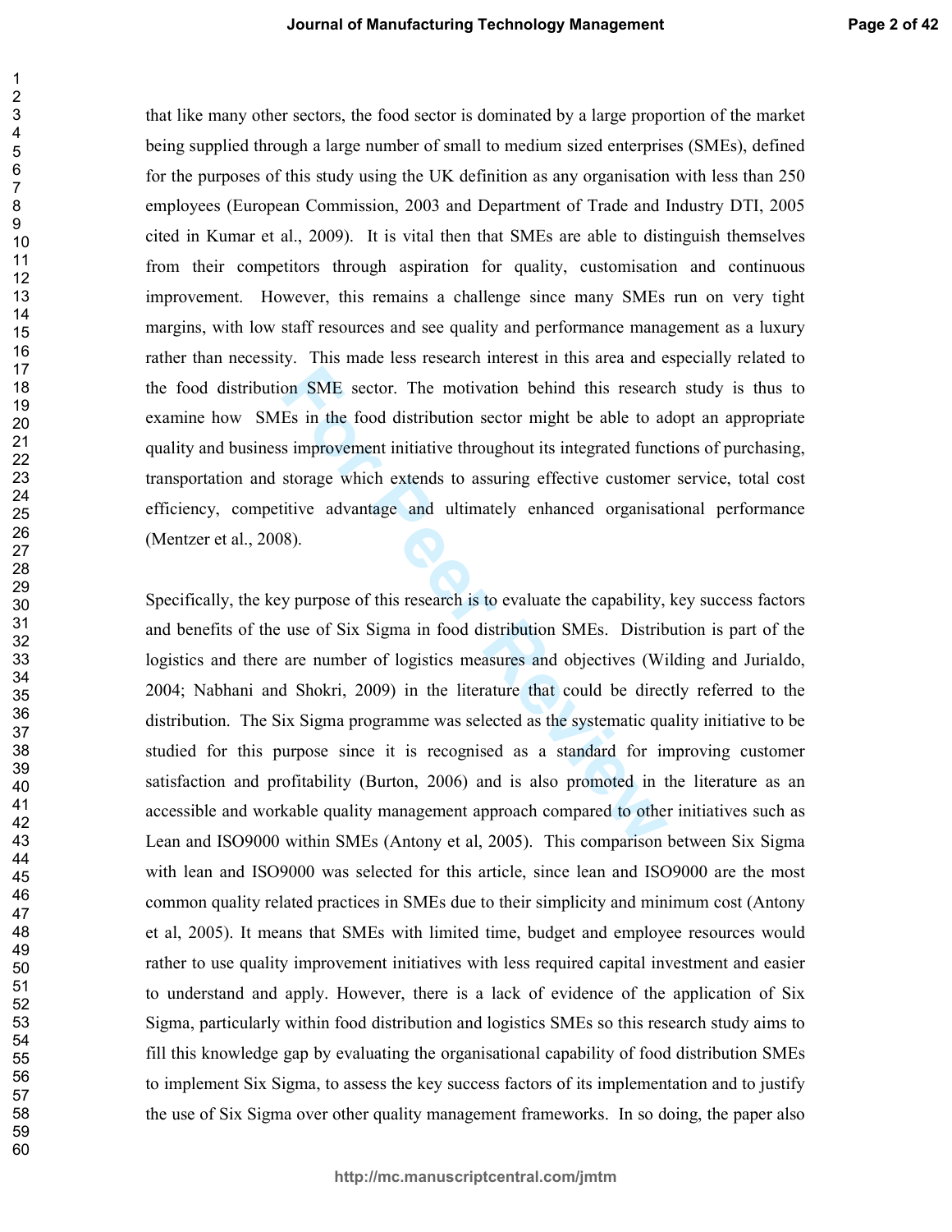that like many other sectors, the food sector is dominated by a large proportion of the market being supplied through a large number of small to medium sized enterprises (SMEs), defined for the purposes of this study using the UK definition as any organisation with less than 250 employees (European Commission, 2003 and Department of Trade and Industry DTI, 2005 cited in Kumar et al., 2009). It is vital then that SMEs are able to distinguish themselves from their competitors through aspiration for quality, customisation and continuous improvement. However, this remains a challenge since many SMEs run on very tight margins, with low staff resources and see quality and performance management as a luxury rather than necessity. This made less research interest in this area and especially related to the food distribution SME sector. The motivation behind this research study is thus to examine how SMEs in the food distribution sector might be able to adopt an appropriate quality and business improvement initiative throughout its integrated functions of purchasing, transportation and storage which extends to assuring effective customer service, total cost efficiency, competitive advantage and ultimately enhanced organisational performance (Mentzer et al., 2008).

Specifically, the key purpose of this research is to evaluate the capability, key success factors and benefits of the use of Six Sigma in food distribution SMEs. Distribution is part of the logistics and there are number of logistics measures and objectives (Wilding and Jurialdo, 2004; Nabhani and Shokri, 2009) in the literature that could be directly referred to the distribution. The Six Sigma programme was selected as the systematic quality initiative to be studied for this purpose since it is recognised as a standard for improving customer satisfaction and profitability (Burton, 2006) and is also promoted in the literature as an accessible and workable quality management approach compared to other initiatives such as Lean and ISO9000 within SMEs (Antony et al, 2005). This comparison between Six Sigma with lean and ISO9000 was selected for this article, since lean and ISO9000 are the most common quality related practices in SMEs due to their simplicity and minimum cost (Antony et al, 2005). It means that SMEs with limited time, budget and employee resources would rather to use quality improvement initiatives with less required capital investment and easier to understand and apply. However, there is a lack of evidence of the application of Six Sigma, particularly within food distribution and logistics SMEs so this research study aims to fill this knowledge gap by evaluating the organisational capability of food distribution SMEs to implement Six Sigma, to assess the key success factors of its implementation and to justify the use of Six Sigma over other quality management frameworks. In so doing, the paper also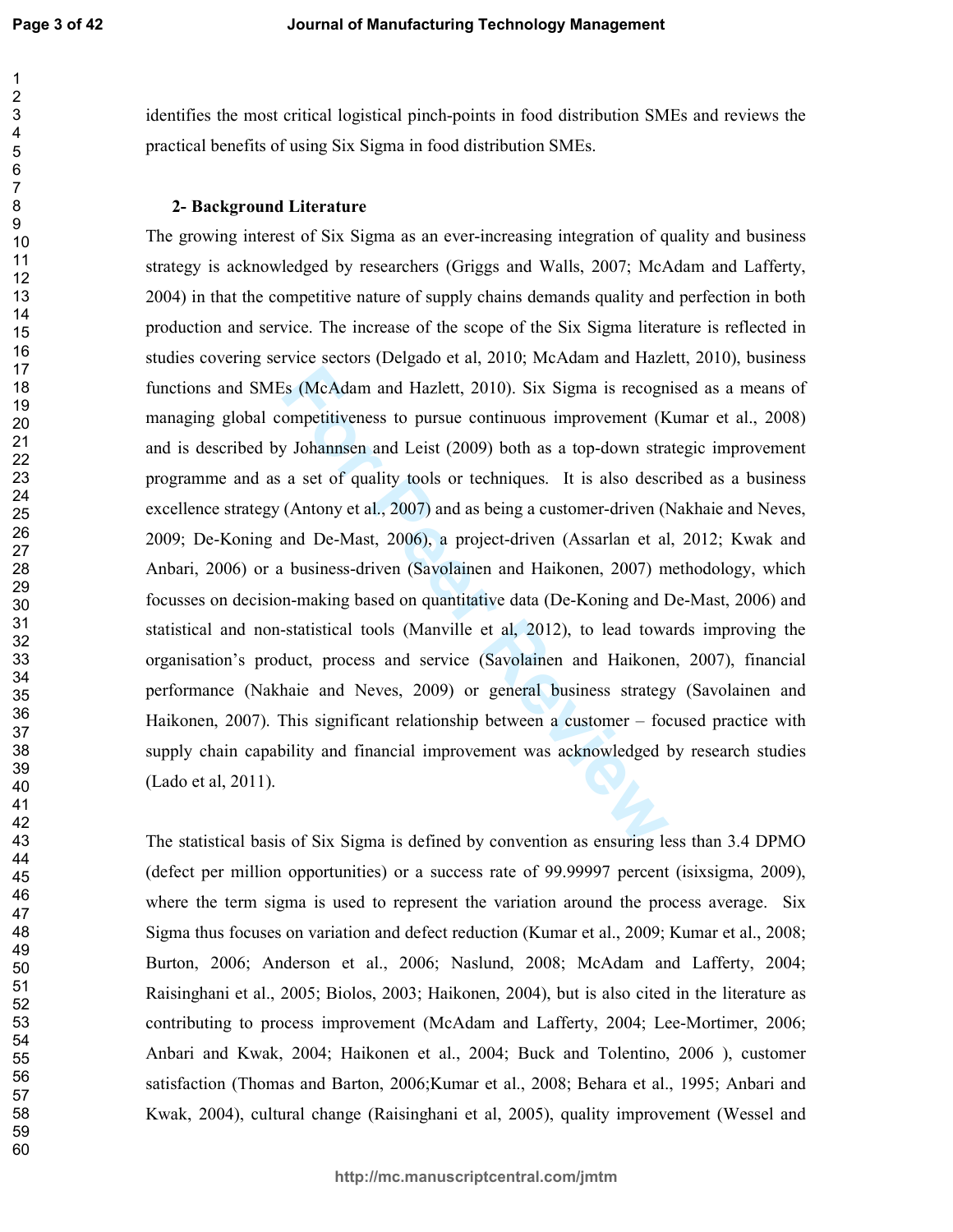identifies the most critical logistical pinch-points in food distribution SMEs and reviews the practical benefits of using Six Sigma in food distribution SMEs.

## 2- Background Literature

The growing interest of Six Sigma as an ever-increasing integration of quality and business strategy is acknowledged by researchers (Griggs and Walls, 2007; McAdam and Lafferty, 2004) in that the competitive nature of supply chains demands quality and perfection in both production and service. The increase of the scope of the Six Sigma literature is reflected in studies covering service sectors (Delgado et al, 2010; McAdam and Hazlett, 2010), business functions and SMEs (McAdam and Hazlett, 2010). Six Sigma is recognised as a means of managing global competitiveness to pursue continuous improvement (Kumar et al., 2008) and is described by Johannsen and Leist (2009) both as a top-down strategic improvement programme and as a set of quality tools or techniques. It is also described as a business excellence strategy (Antony et al., 2007) and as being a customer-driven (Nakhaie and Neves, 2009; De-Koning and De-Mast, 2006), a project-driven (Assarlan et al, 2012; Kwak and Anbari, 2006) or a business-driven (Savolainen and Haikonen, 2007) methodology, which focusses on decision-making based on quantitative data (De-Koning and De-Mast, 2006) and statistical and non-statistical tools (Manville et al, 2012), to lead towards improving the organisation's product, process and service (Savolainen and Haikonen, 2007), financial performance (Nakhaie and Neves, 2009) or general business strategy (Savolainen and Haikonen, 2007). This significant relationship between a customer – focused practice with supply chain capability and financial improvement was acknowledged by research studies (Lado et al, 2011).

The statistical basis of Six Sigma is defined by convention as ensuring less than 3.4 DPMO (defect per million opportunities) or a success rate of 99.99997 percent (isixsigma, 2009), where the term sigma is used to represent the variation around the process average. Six Sigma thus focuses on variation and defect reduction (Kumar et al., 2009; Kumar et al., 2008; Burton, 2006; Anderson et al., 2006; Naslund, 2008; McAdam and Lafferty, 2004; Raisinghani et al., 2005; Biolos, 2003; Haikonen, 2004), but is also cited in the literature as contributing to process improvement (McAdam and Lafferty, 2004; Lee-Mortimer, 2006; Anbari and Kwak, 2004; Haikonen et al., 2004; Buck and Tolentino, 2006 ), customer satisfaction (Thomas and Barton, 2006;Kumar et al., 2008; Behara et al., 1995; Anbari and Kwak, 2004), cultural change (Raisinghani et al, 2005), quality improvement (Wessel and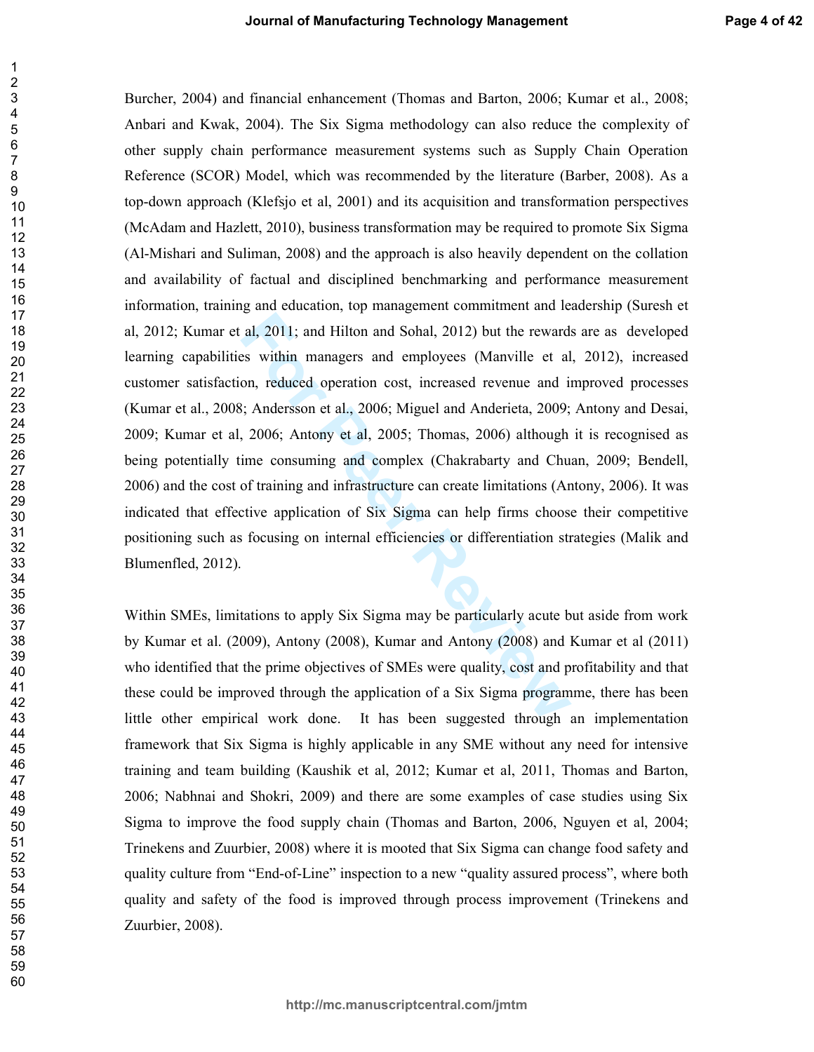Burcher, 2004) and financial enhancement (Thomas and Barton, 2006; Kumar et al., 2008; Anbari and Kwak, 2004). The Six Sigma methodology can also reduce the complexity of other supply chain performance measurement systems such as Supply Chain Operation Reference (SCOR) Model, which was recommended by the literature (Barber, 2008). As a top-down approach (Klefsjo et al, 2001) and its acquisition and transformation perspectives (McAdam and Hazlett, 2010), business transformation may be required to promote Six Sigma (Al-Mishari and Suliman, 2008) and the approach is also heavily dependent on the collation and availability of factual and disciplined benchmarking and performance measurement information, training and education, top management commitment and leadership (Suresh et al, 2012; Kumar et al, 2011; and Hilton and Sohal, 2012) but the rewards are as developed learning capabilities within managers and employees (Manville et al, 2012), increased customer satisfaction, reduced operation cost, increased revenue and improved processes (Kumar et al., 2008; Andersson et al., 2006; Miguel and Anderieta, 2009; Antony and Desai, 2009; Kumar et al, 2006; Antony et al, 2005; Thomas, 2006) although it is recognised as being potentially time consuming and complex (Chakrabarty and Chuan, 2009; Bendell, 2006) and the cost of training and infrastructure can create limitations (Antony, 2006). It was indicated that effective application of Six Sigma can help firms choose their competitive positioning such as focusing on internal efficiencies or differentiation strategies (Malik and Blumenfled, 2012).

Within SMEs, limitations to apply Six Sigma may be particularly acute but aside from work by Kumar et al. (2009), Antony (2008), Kumar and Antony (2008) and Kumar et al (2011) who identified that the prime objectives of SMEs were quality, cost and profitability and that these could be improved through the application of a Six Sigma programme, there has been little other empirical work done. It has been suggested through an implementation framework that Six Sigma is highly applicable in any SME without any need for intensive training and team building (Kaushik et al, 2012; Kumar et al, 2011, Thomas and Barton, 2006; Nabhnai and Shokri, 2009) and there are some examples of case studies using Six Sigma to improve the food supply chain (Thomas and Barton, 2006, Nguyen et al, 2004; Trinekens and Zuurbier, 2008) where it is mooted that Six Sigma can change food safety and quality culture from "End-of-Line" inspection to a new "quality assured process", where both quality and safety of the food is improved through process improvement (Trinekens and Zuurbier, 2008).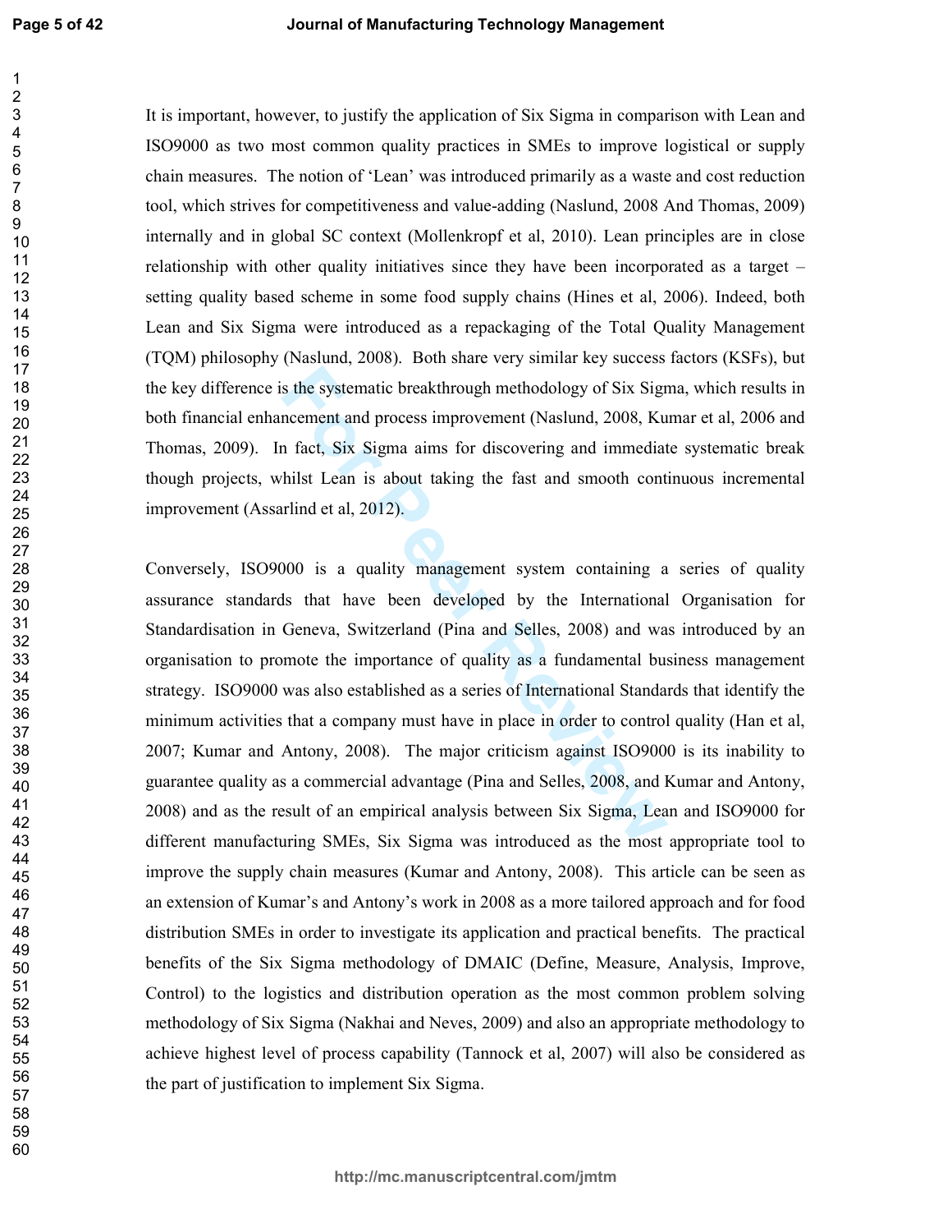It is important, however, to justify the application of Six Sigma in comparison with Lean and ISO9000 as two most common quality practices in SMEs to improve logistical or supply chain measures. The notion of 'Lean' was introduced primarily as a waste and cost reduction tool, which strives for competitiveness and value-adding (Naslund, 2008 And Thomas, 2009) internally and in global SC context (Mollenkropf et al, 2010). Lean principles are in close relationship with other quality initiatives since they have been incorporated as a target – setting quality based scheme in some food supply chains (Hines et al, 2006). Indeed, both Lean and Six Sigma were introduced as a repackaging of the Total Quality Management (TQM) philosophy (Naslund, 2008). Both share very similar key success factors (KSFs), but the key difference is the systematic breakthrough methodology of Six Sigma, which results in both financial enhancement and process improvement (Naslund, 2008, Kumar et al, 2006 and Thomas, 2009). In fact, Six Sigma aims for discovering and immediate systematic break though projects, whilst Lean is about taking the fast and smooth continuous incremental improvement (Assarlind et al, 2012).

Conversely, ISO9000 is a quality management system containing a series of quality assurance standards that have been developed by the International Organisation for Standardisation in Geneva, Switzerland (Pina and Selles, 2008) and was introduced by an organisation to promote the importance of quality as a fundamental business management strategy. ISO9000 was also established as a series of International Standards that identify the minimum activities that a company must have in place in order to control quality (Han et al, 2007; Kumar and Antony, 2008). The major criticism against ISO9000 is its inability to guarantee quality as a commercial advantage (Pina and Selles, 2008, and Kumar and Antony, 2008) and as the result of an empirical analysis between Six Sigma, Lean and ISO9000 for different manufacturing SMEs, Six Sigma was introduced as the most appropriate tool to improve the supply chain measures (Kumar and Antony, 2008). This article can be seen as an extension of Kumar's and Antony's work in 2008 as a more tailored approach and for food distribution SMEs in order to investigate its application and practical benefits. The practical benefits of the Six Sigma methodology of DMAIC (Define, Measure, Analysis, Improve, Control) to the logistics and distribution operation as the most common problem solving methodology of Six Sigma (Nakhai and Neves, 2009) and also an appropriate methodology to achieve highest level of process capability (Tannock et al, 2007) will also be considered as the part of justification to implement Six Sigma.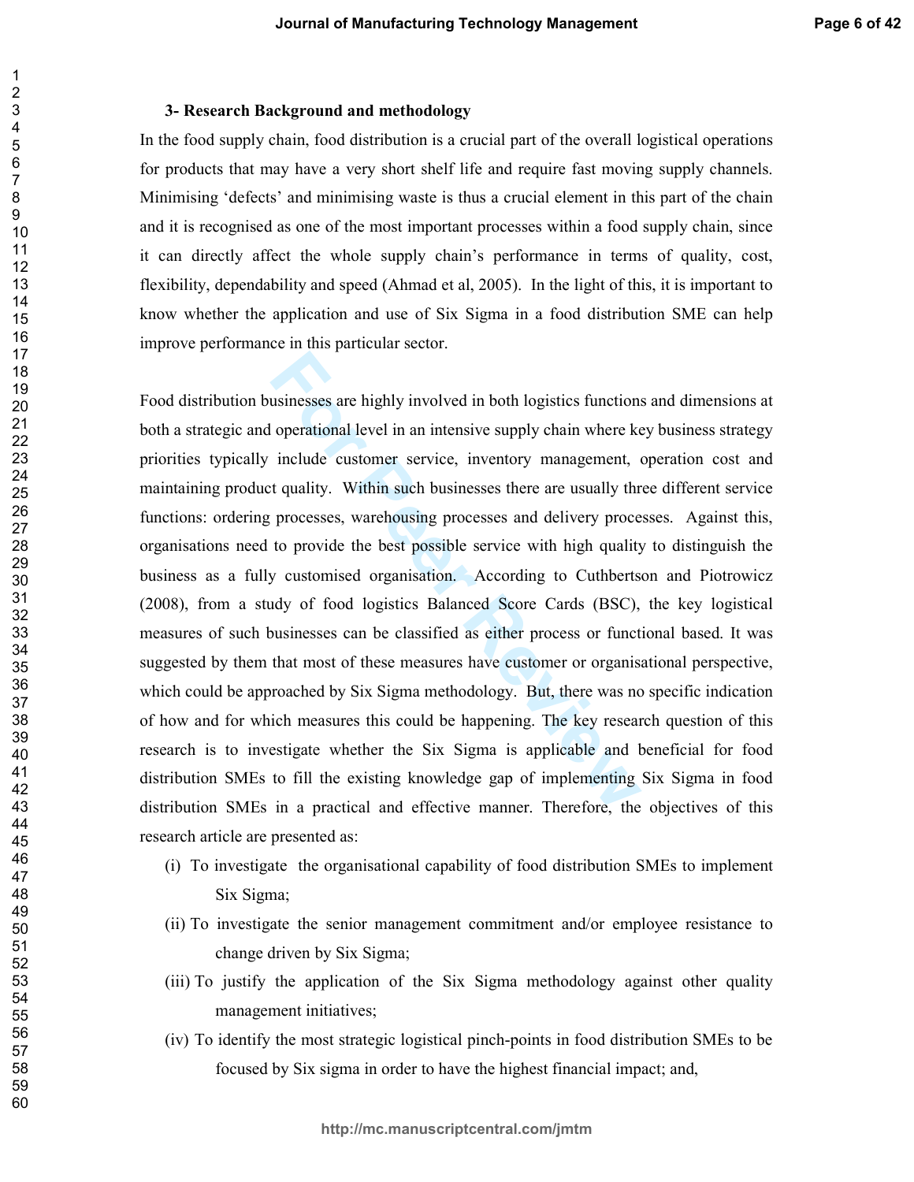### 3- Research Background and methodology

In the food supply chain, food distribution is a crucial part of the overall logistical operations for products that may have a very short shelf life and require fast moving supply channels. Minimising 'defects' and minimising waste is thus a crucial element in this part of the chain and it is recognised as one of the most important processes within a food supply chain, since it can directly affect the whole supply chain's performance in terms of quality, cost, flexibility, dependability and speed (Ahmad et al, 2005). In the light of this, it is important to know whether the application and use of Six Sigma in a food distribution SME can help improve performance in this particular sector.

Food distribution businesses are highly involved in both logistics functions and dimensions at both a strategic and operational level in an intensive supply chain where key business strategy priorities typically include customer service, inventory management, operation cost and maintaining product quality. Within such businesses there are usually three different service functions: ordering processes, warehousing processes and delivery processes. Against this, organisations need to provide the best possible service with high quality to distinguish the business as a fully customised organisation. According to Cuthbertson and Piotrowicz (2008), from a study of food logistics Balanced Score Cards (BSC), the key logistical measures of such businesses can be classified as either process or functional based. It was suggested by them that most of these measures have customer or organisational perspective, which could be approached by Six Sigma methodology. But, there was no specific indication of how and for which measures this could be happening. The key research question of this research is to investigate whether the Six Sigma is applicable and beneficial for food distribution SMEs to fill the existing knowledge gap of implementing Six Sigma in food distribution SMEs in a practical and effective manner. Therefore, the objectives of this research article are presented as:

(i) To investigate the organisational capability of food distribution SMEs to implement Six Sigma;

(ii) To investigate the senior management commitment and/or employee resistance to change driven by Six Sigma;

(iii) To justify the application of the Six Sigma methodology against other quality management initiatives;

(iv) To identify the most strategic logistical pinch-points in food distribution SMEs to be focused by Six sigma in order to have the highest financial impact; and,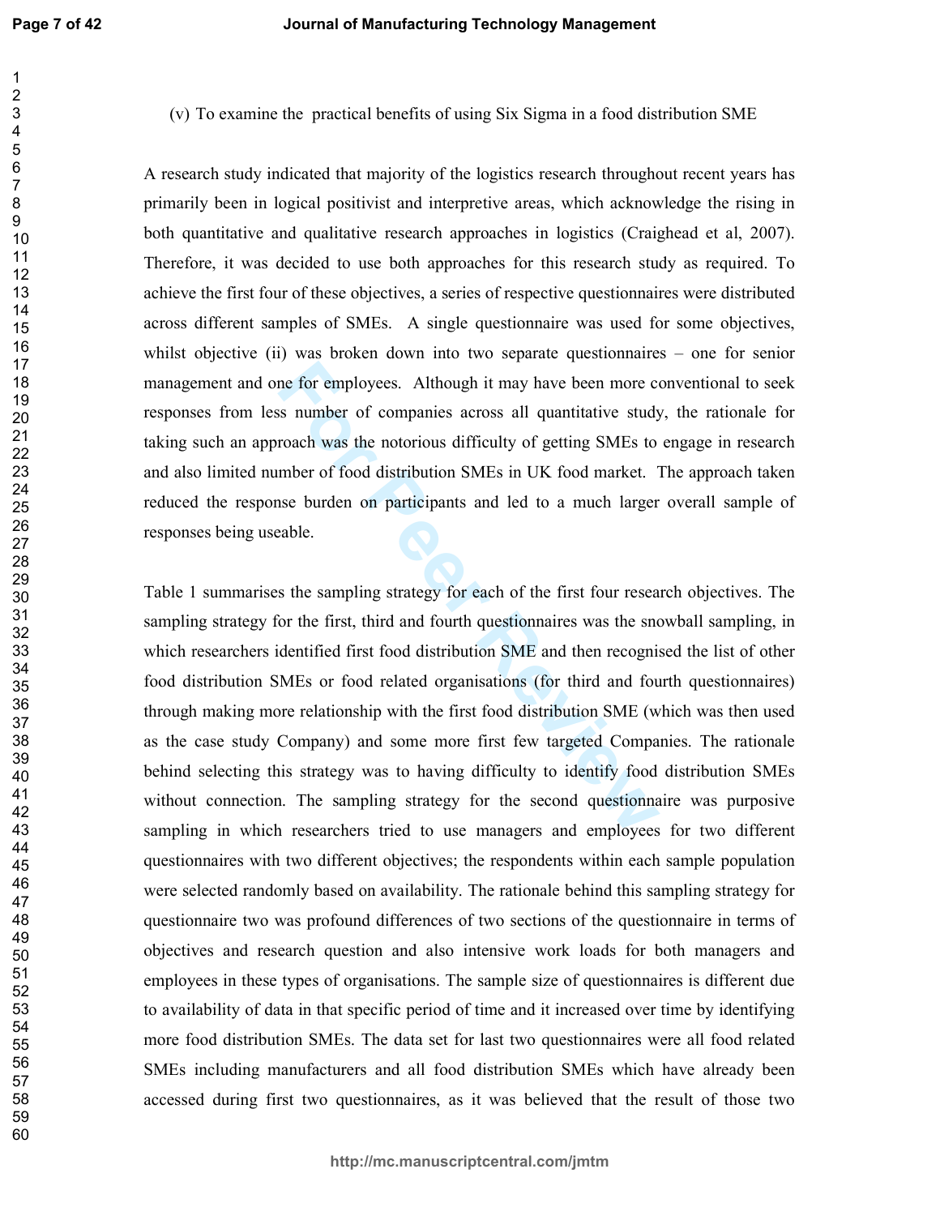(v) To examine the practical benefits of using Six Sigma in a food distribution SME

A research study indicated that majority of the logistics research throughout recent years has primarily been in logical positivist and interpretive areas, which acknowledge the rising in both quantitative and qualitative research approaches in logistics (Craighead et al, 2007). Therefore, it was decided to use both approaches for this research study as required. To achieve the first four of these objectives, a series of respective questionnaires were distributed across different samples of SMEs. A single questionnaire was used for some objectives, whilst objective (ii) was broken down into two separate questionnaires – one for senior management and one for employees. Although it may have been more conventional to seek responses from less number of companies across all quantitative study, the rationale for taking such an approach was the notorious difficulty of getting SMEs to engage in research and also limited number of food distribution SMEs in UK food market. The approach taken reduced the response burden on participants and led to a much larger overall sample of responses being useable.

Table 1 summarises the sampling strategy for each of the first four research objectives. The sampling strategy for the first, third and fourth questionnaires was the snowball sampling, in which researchers identified first food distribution SME and then recognised the list of other food distribution SMEs or food related organisations (for third and fourth questionnaires) through making more relationship with the first food distribution SME (which was then used as the case study Company) and some more first few targeted Companies. The rationale behind selecting this strategy was to having difficulty to identify food distribution SMEs without connection. The sampling strategy for the second questionnaire was purposive sampling in which researchers tried to use managers and employees for two different questionnaires with two different objectives; the respondents within each sample population were selected randomly based on availability. The rationale behind this sampling strategy for questionnaire two was profound differences of two sections of the questionnaire in terms of objectives and research question and also intensive work loads for both managers and employees in these types of organisations. The sample size of questionnaires is different due to availability of data in that specific period of time and it increased over time by identifying more food distribution SMEs. The data set for last two questionnaires were all food related SMEs including manufacturers and all food distribution SMEs which have already been accessed during first two questionnaires, as it was believed that the result of those two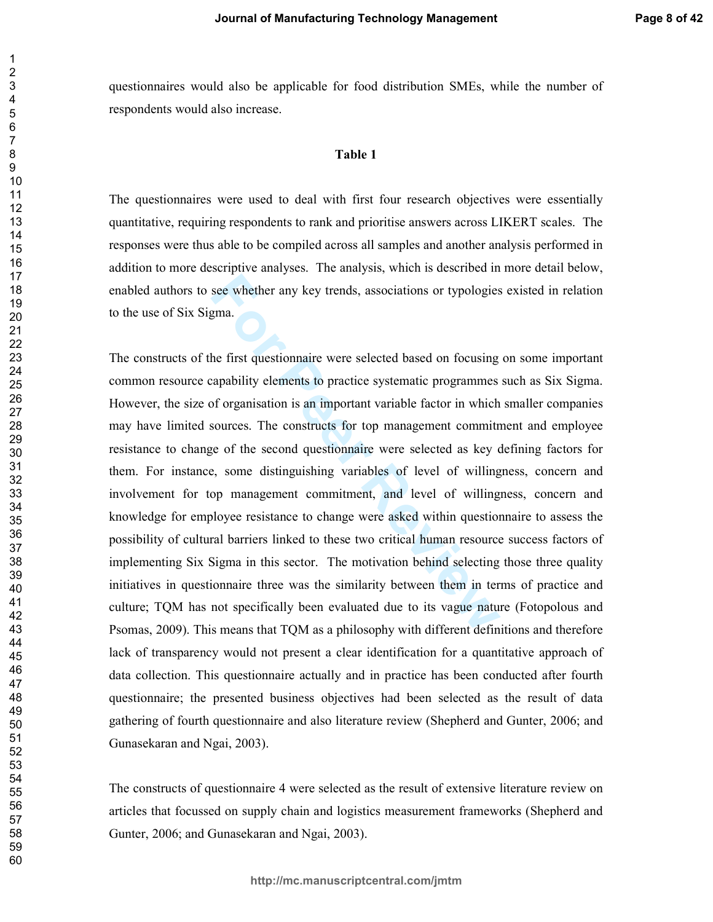questionnaires would also be applicable for food distribution SMEs, while the number of respondents would also increase.

**Table 1**

The questionnaires were used to deal with first four research objectives were essentially quantitative, requiring respondents to rank and prioritise answers across LIKERT scales. The responses were thus able to be compiled across all samples and another analysis performed in addition to more descriptive analyses. The analysis, which is described in more detail below, enabled authors to see whether any key trends, associations or typologies existed in relation to the use of Six Sigma.

The constructs of the first questionnaire were selected based on focusing on some important common resource capability elements to practice systematic programmes such as Six Sigma. However, the size of organisation is an important variable factor in which smaller companies may have limited sources. The constructs for top management commitment and employee resistance to change of the second questionnaire were selected as key defining factors for them. For instance, some distinguishing variables of level of willingness, concern and involvement for top management commitment, and level of willingness, concern and knowledge for employee resistance to change were asked within questionnaire to assess the possibility of cultural barriers linked to these two critical human resource success factors of implementing Six Sigma in this sector. The motivation behind selecting those three quality initiatives in questionnaire three was the similarity between them in terms of practice and culture; TQM has not specifically been evaluated due to its vague nature (Fotopolous and Psomas, 2009). This means that TQM as a philosophy with different definitions and therefore lack of transparency would not present a clear identification for a quantitative approach of data collection. This questionnaire actually and in practice has been conducted after fourth questionnaire; the presented business objectives had been selected as the result of data gathering of fourth questionnaire and also literature review (Shepherd and Gunter, 2006; and Gunasekaran and Ngai, 2003).

The constructs of questionnaire 4 were selected as the result of extensive literature review on articles that focussed on supply chain and logistics measurement frameworks (Shepherd and Gunter, 2006; and Gunasekaran and Ngai, 2003).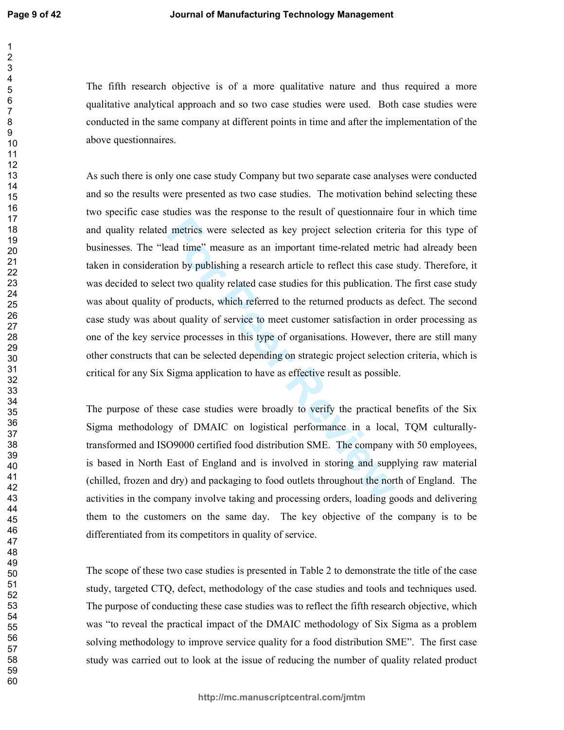The fifth research objective is of a more qualitative nature and thus required a more qualitative analytical approach and so two case studies were used. Both case studies were conducted in the same company at different points in time and after the implementation of the above questionnaires.

As such there is only one case study Company but two separate case analyses were conducted and so the results were presented as two case studies. The motivation behind selecting these two specific case studies was the response to the result of questionnaire four in which time and quality related metrics were selected as key project selection criteria for this type of businesses. The "lead time" measure as an important time-related metric had already been taken in consideration by publishing a research article to reflect this case study. Therefore, it was decided to select two quality related case studies for this publication. The first case study was about quality of products, which referred to the returned products as defect. The second case study was about quality of service to meet customer satisfaction in order processing as one of the key service processes in this type of organisations. However, there are still many other constructs that can be selected depending on strategic project selection criteria, which is critical for any Six Sigma application to have as effective result as possible.

The purpose of these case studies were broadly to verify the practical benefits of the Six Sigma methodology of DMAIC on logistical performance in a local, TQM culturally-transformed and ISO9000 certified food distribution SME. The company with 50 employees, is based in North East of England and is involved in storing and supplying raw material (chilled, frozen and dry) and packaging to food outlets throughout the north of England. The activities in the company involve taking and processing orders, loading goods and delivering them to the customers on the same day. The key objective of the company is to be differentiated from its competitors in quality of service.

The scope of these two case studies is presented in Table 2 to demonstrate the title of the case study, targeted CTQ, defect, methodology of the case studies and tools and techniques used. The purpose of conducting these case studies was to reflect the fifth research objective, which was "to reveal the practical impact of the DMAIC methodology of Six Sigma as a problem solving methodology to improve service quality for a food distribution SME". The first case study was carried out to look at the issue of reducing the number of quality related product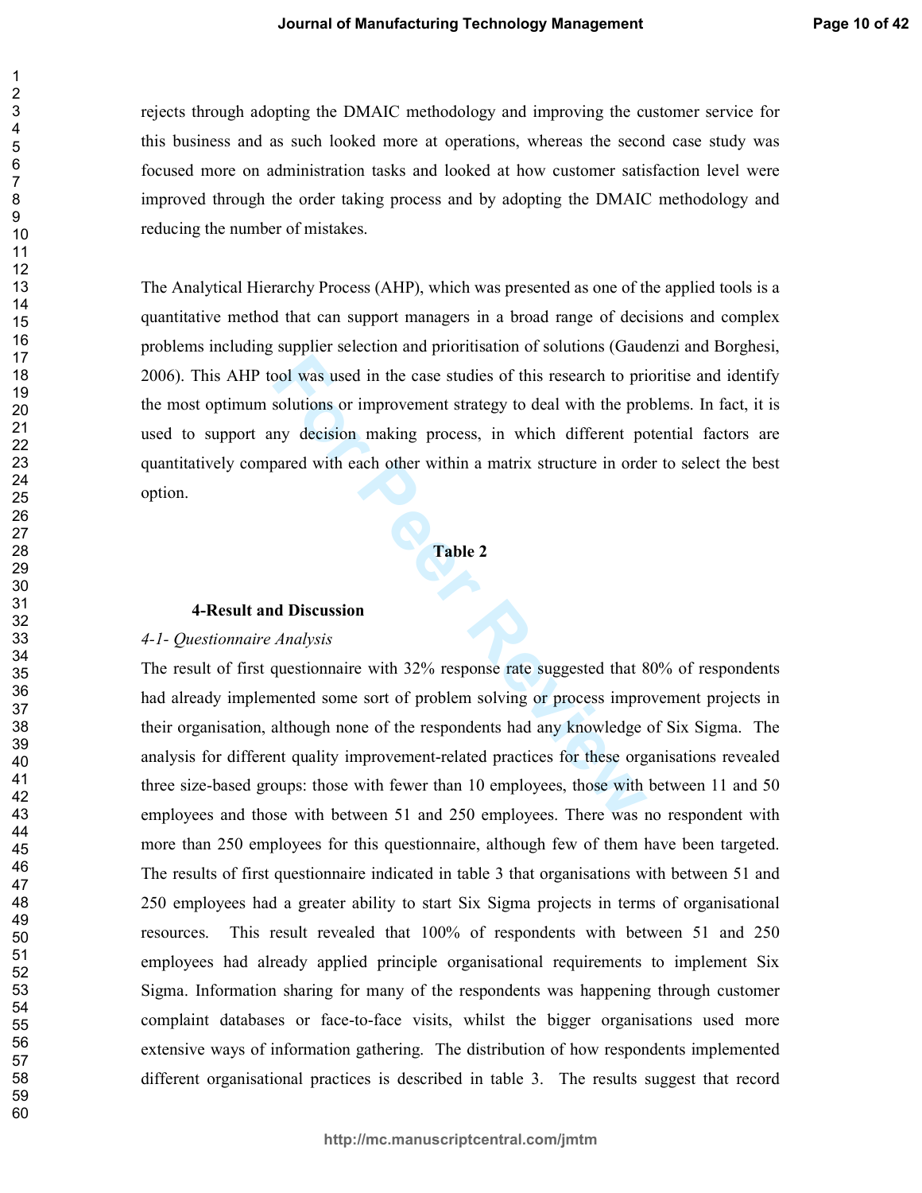rejects through adopting the DMAIC methodology and improving the customer service for this business and as such looked more at operations, whereas the second case study was focused more on administration tasks and looked at how customer satisfaction level were improved through the order taking process and by adopting the DMAIC methodology and reducing the number of mistakes.

The Analytical Hierarchy Process (AHP), which was presented as one of the applied tools is a quantitative method that can support managers in a broad range of decisions and complex problems including supplier selection and prioritisation of solutions (Gaudenzi and Borghesi, 2006). This AHP tool was used in the case studies of this research to prioritise and identify the most optimum solutions or improvement strategy to deal with the problems. In fact, it is used to support any decision making process, in which different potential factors are quantitatively compared with each other within a matrix structure in order to select the best option.

**Table 2**

## 4-Result and Discussion

*4-1- Questionnaire Analysis*

The result of first questionnaire with 32% response rate suggested that 80% of respondents had already implemented some sort of problem solving or process improvement projects in their organisation, although none of the respondents had any knowledge of Six Sigma. The analysis for different quality improvement-related practices for these organisations revealed three size-based groups: those with fewer than 10 employees, those with between 11 and 50 employees and those with between 51 and 250 employees. There was no respondent with more than 250 employees for this questionnaire, although few of them have been targeted. The results of first questionnaire indicated in table 3 that organisations with between 51 and 250 employees had a greater ability to start Six Sigma projects in terms of organisational resources. This result revealed that 100% of respondents with between 51 and 250 employees had already applied principle organisational requirements to implement Six Sigma. Information sharing for many of the respondents was happening through customer complaint databases or face-to-face visits, whilst the bigger organisations used more extensive ways of information gathering. The distribution of how respondents implemented different organisational practices is described in table 3. The results suggest that record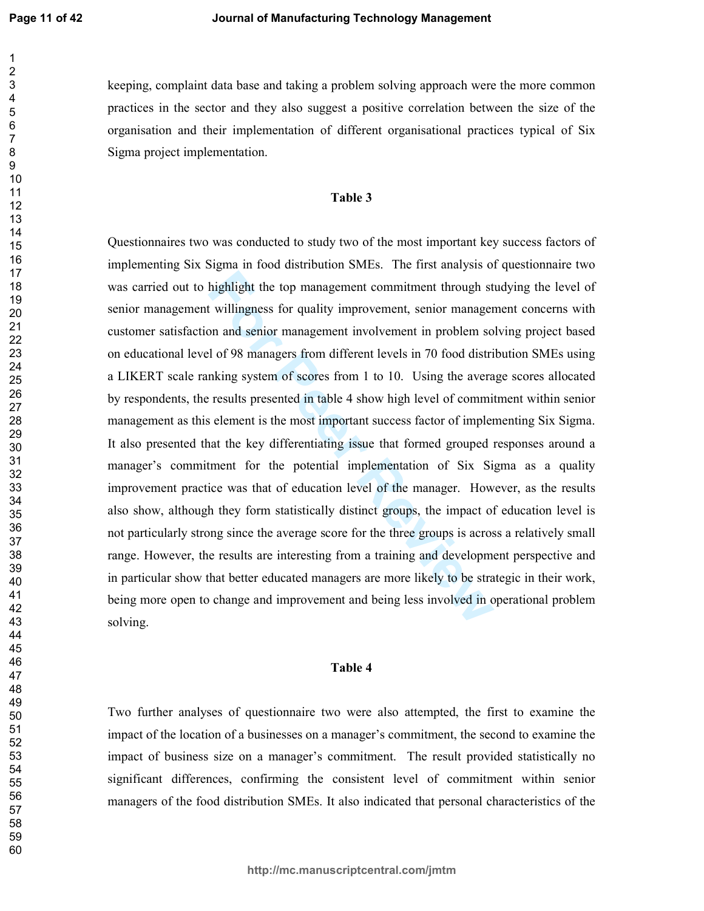keeping, complaint data base and taking a problem solving approach were the more common practices in the sector and they also suggest a positive correlation between the size of the organisation and their implementation of different organisational practices typical of Six Sigma project implementation.

**Table 3**

Questionnaires two was conducted to study two of the most important key success factors of implementing Six Sigma in food distribution SMEs. The first analysis of questionnaire two was carried out to highlight the top management commitment through studying the level of senior management willingness for quality improvement, senior management concerns with customer satisfaction and senior management involvement in problem solving project based on educational level of 98 managers from different levels in 70 food distribution SMEs using a LIKERT scale ranking system of scores from 1 to 10. Using the average scores allocated by respondents, the results presented in table 4 show high level of commitment within senior management as this element is the most important success factor of implementing Six Sigma. It also presented that the key differentiating issue that formed grouped responses around a manager's commitment for the potential implementation of Six Sigma as a quality improvement practice was that of education level of the manager. However, as the results also show, although they form statistically distinct groups, the impact of education level is not particularly strong since the average score for the three groups is across a relatively small range. However, the results are interesting from a training and development perspective and in particular show that better educated managers are more likely to be strategic in their work, being more open to change and improvement and being less involved in operational problem solving.

**Table 4**

Two further analyses of questionnaire two were also attempted, the first to examine the impact of the location of a businesses on a manager's commitment, the second to examine the impact of business size on a manager's commitment. The result provided statistically no significant differences, confirming the consistent level of commitment within senior managers of the food distribution SMEs. It also indicated that personal characteristics of the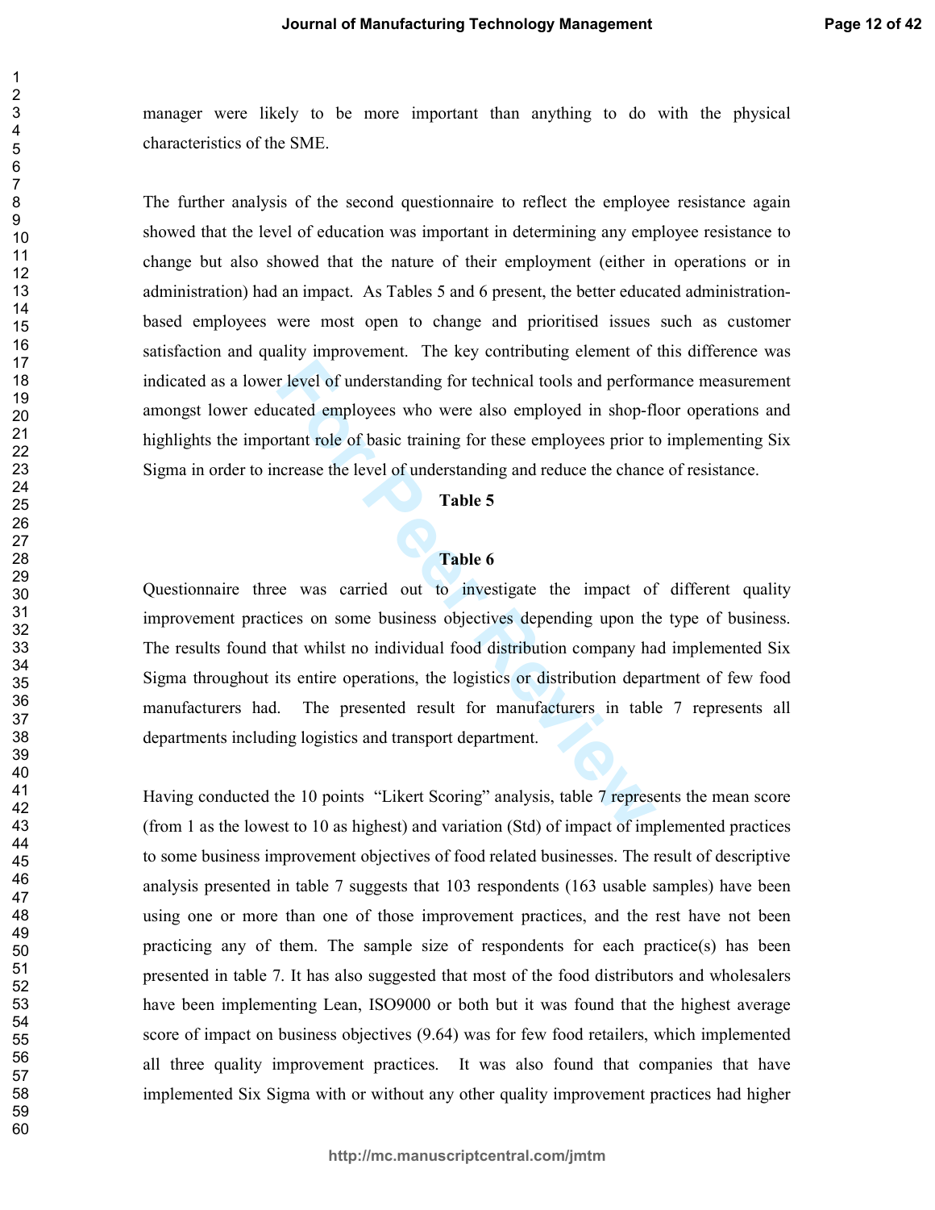manager were likely to be more important than anything to do with the physical characteristics of the SME.

The further analysis of the second questionnaire to reflect the employee resistance again showed that the level of education was important in determining any employee resistance to change but also showed that the nature of their employment (either in operations or in administration) had an impact. As Tables 5 and 6 present, the better educated administration-based employees were most open to change and prioritised issues such as customer satisfaction and quality improvement. The key contributing element of this difference was indicated as a lower level of understanding for technical tools and performance measurement amongst lower educated employees who were also employed in shop-floor operations and highlights the important role of basic training for these employees prior to implementing Six Sigma in order to increase the level of understanding and reduce the chance of resistance.

**Table 5**

**Table 6**

Questionnaire three was carried out to investigate the impact of different quality improvement practices on some business objectives depending upon the type of business. The results found that whilst no individual food distribution company had implemented Six Sigma throughout its entire operations, the logistics or distribution department of few food manufacturers had. The presented result for manufacturers in table 7 represents all departments including logistics and transport department.

Having conducted the 10 points "Likert Scoring" analysis, table 7 represents the mean score (from 1 as the lowest to 10 as highest) and variation (Std) of impact of implemented practices to some business improvement objectives of food related businesses. The result of descriptive analysis presented in table 7 suggests that 103 respondents (163 usable samples) have been using one or more than one of those improvement practices, and the rest have not been practicing any of them. The sample size of respondents for each practice(s) has been presented in table 7. It has also suggested that most of the food distributors and wholesalers have been implementing Lean, ISO9000 or both but it was found that the highest average score of impact on business objectives (9.64) was for few food retailers, which implemented all three quality improvement practices. It was also found that companies that have implemented Six Sigma with or without any other quality improvement practices had higher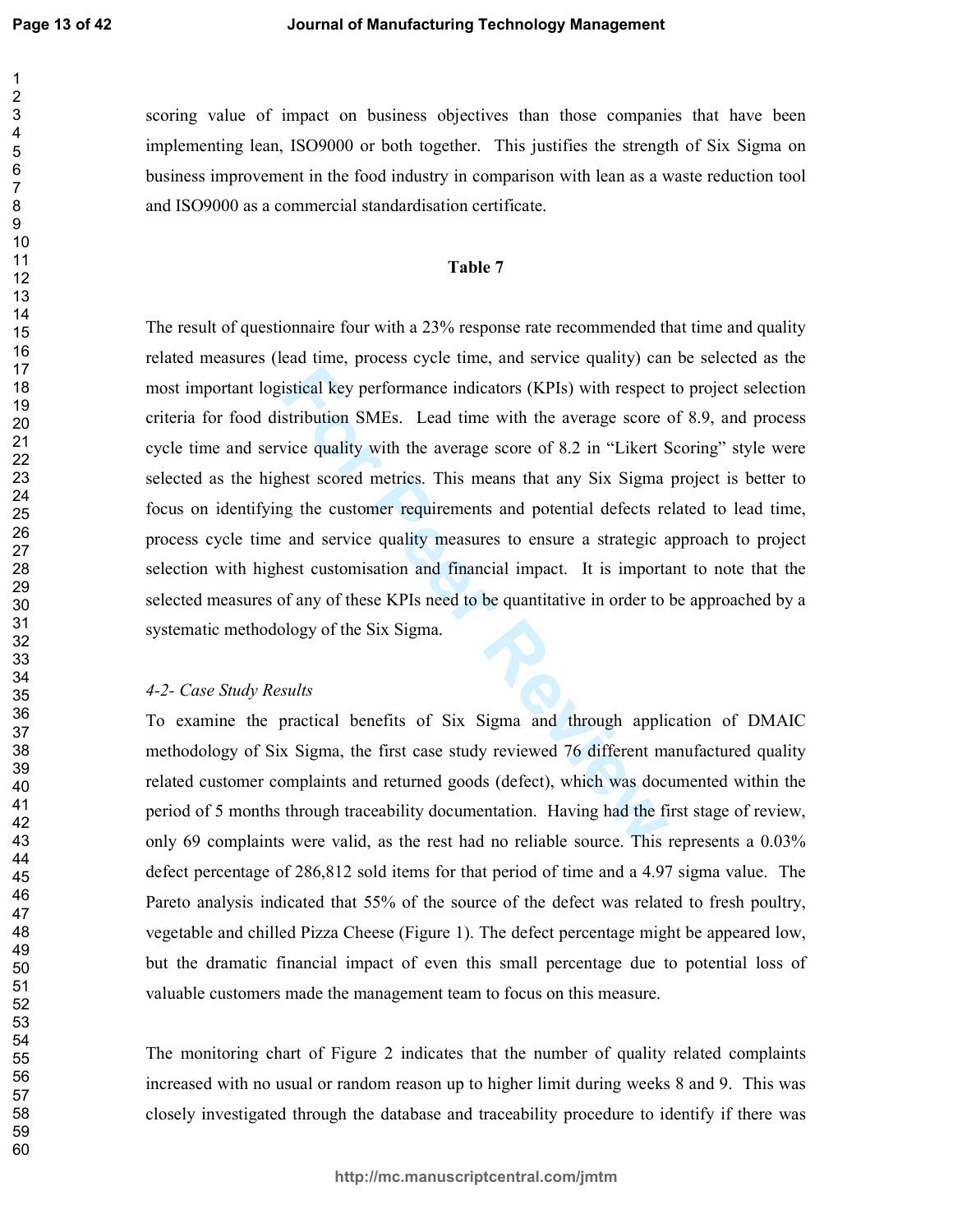scoring value of impact on business objectives than those companies that have been implementing lean, ISO9000 or both together. This justifies the strength of Six Sigma on business improvement in the food industry in comparison with lean as a waste reduction tool and ISO9000 as a commercial standardisation certificate.

**Table 7**

The result of questionnaire four with a 23% response rate recommended that time and quality related measures (lead time, process cycle time, and service quality) can be selected as the most important logistical key performance indicators (KPIs) with respect to project selection criteria for food distribution SMEs. Lead time with the average score of 8.9, and process cycle time and service quality with the average score of 8.2 in "Likert Scoring" style were selected as the highest scored metrics. This means that any Six Sigma project is better to focus on identifying the customer requirements and potential defects related to lead time, process cycle time and service quality measures to ensure a strategic approach to project selection with highest customisation and financial impact. It is important to note that the selected measures of any of these KPIs need to be quantitative in order to be approached by a systematic methodology of the Six Sigma.

*4-2- Case Study Results*

To examine the practical benefits of Six Sigma and through application of DMAIC methodology of Six Sigma, the first case study reviewed 76 different manufactured quality related customer complaints and returned goods (defect), which was documented within the period of 5 months through traceability documentation. Having had the first stage of review, only 69 complaints were valid, as the rest had no reliable source. This represents a 0.03% defect percentage of 286,812 sold items for that period of time and a 4.97 sigma value. The Pareto analysis indicated that 55% of the source of the defect was related to fresh poultry, vegetable and chilled Pizza Cheese (Figure 1). The defect percentage might be appeared low, but the dramatic financial impact of even this small percentage due to potential loss of valuable customers made the management team to focus on this measure.

The monitoring chart of Figure 2 indicates that the number of quality related complaints increased with no usual or random reason up to higher limit during weeks 8 and 9. This was closely investigated through the database and traceability procedure to identify if there was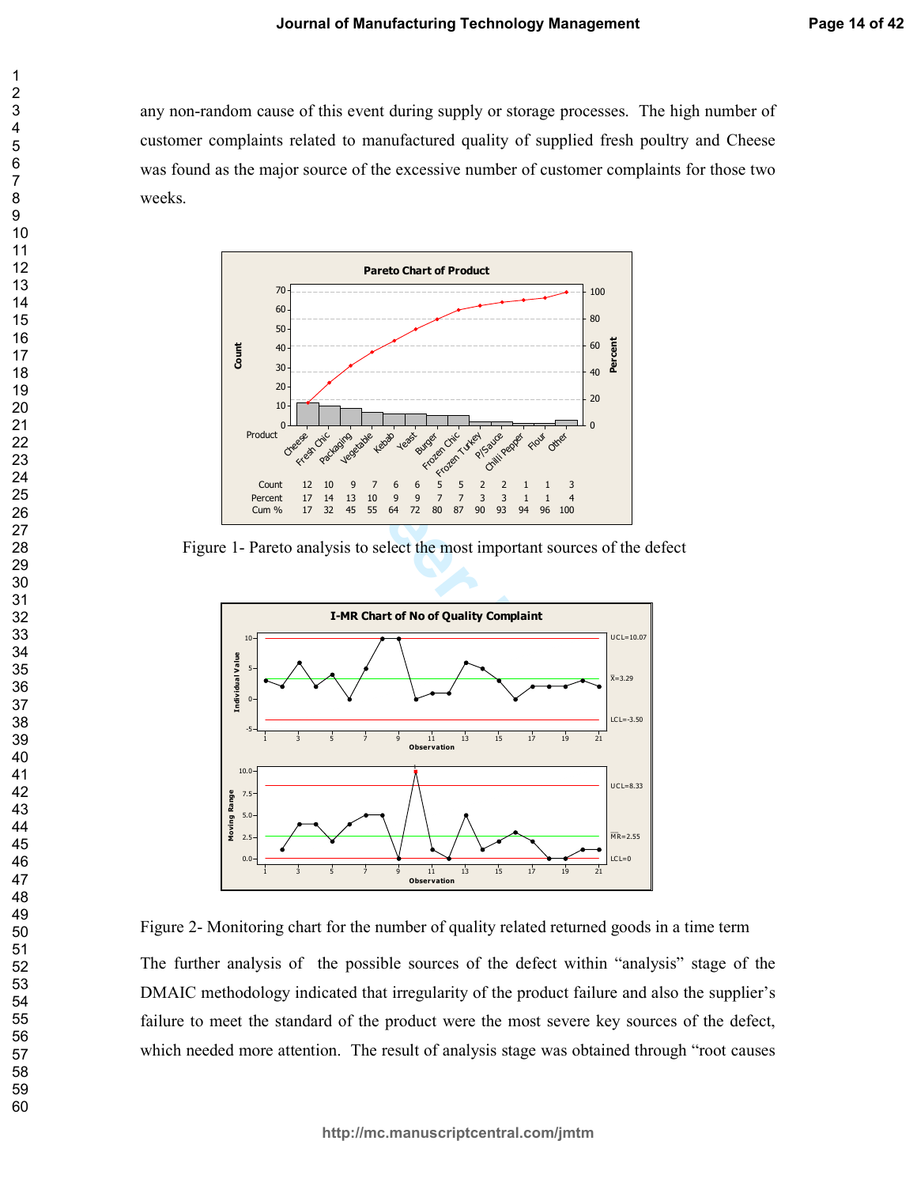any non-random cause of this event during supply or storage processes. The high number of customer complaints related to manufactured quality of supplied fresh poultry and Cheese was found as the major source of the excessive number of customer complaints for those two weeks.

Figure 1- Pareto analysis to select the most important sources of the defect

Figure 2- Monitoring chart for the number of quality related returned goods in a time term

The further analysis of the possible sources of the defect within "analysis" stage of the DMAIC methodology indicated that irregularity of the product failure and also the supplier's failure to meet the standard of the product were the most severe key sources of the defect, which needed more attention. The result of analysis stage was obtained through "root causes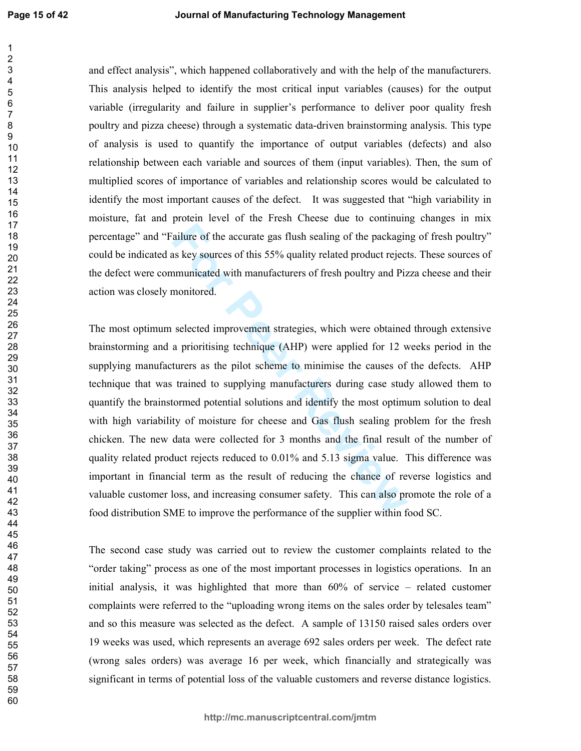and effect analysis", which happened collaboratively and with the help of the manufacturers. This analysis helped to identify the most critical input variables (causes) for the output variable (irregularity and failure in supplier's performance to deliver poor quality fresh poultry and pizza cheese) through a systematic data-driven brainstorming analysis. This type of analysis is used to quantify the importance of output variables (defects) and also relationship between each variable and sources of them (input variables). Then, the sum of multiplied scores of importance of variables and relationship scores would be calculated to identify the most important causes of the defect. It was suggested that "high variability in moisture, fat and protein level of the Fresh Cheese due to continuing changes in mix percentage" and "Failure of the accurate gas flush sealing of the packaging of fresh poultry" could be indicated as key sources of this 55% quality related product rejects. These sources of the defect were communicated with manufacturers of fresh poultry and Pizza cheese and their action was closely monitored.

The most optimum selected improvement strategies, which were obtained through extensive brainstorming and a prioritising technique (AHP) were applied for 12 weeks period in the supplying manufacturers as the pilot scheme to minimise the causes of the defects. AHP technique that was trained to supplying manufacturers during case study allowed them to quantify the brainstormed potential solutions and identify the most optimum solution to deal with high variability of moisture for cheese and Gas flush sealing problem for the fresh chicken. The new data were collected for 3 months and the final result of the number of quality related product rejects reduced to 0.01% and 5.13 sigma value. This difference was important in financial term as the result of reducing the chance of reverse logistics and valuable customer loss, and increasing consumer safety. This can also promote the role of a food distribution SME to improve the performance of the supplier within food SC.

The second case study was carried out to review the customer complaints related to the "order taking" process as one of the most important processes in logistics operations. In an initial analysis, it was highlighted that more than 60% of service – related customer complaints were referred to the "uploading wrong items on the sales order by telesales team" and so this measure was selected as the defect. A sample of 13150 raised sales orders over 19 weeks was used, which represents an average 692 sales orders per week. The defect rate (wrong sales orders) was average 16 per week, which financially and strategically was significant in terms of potential loss of the valuable customers and reverse distance logistics.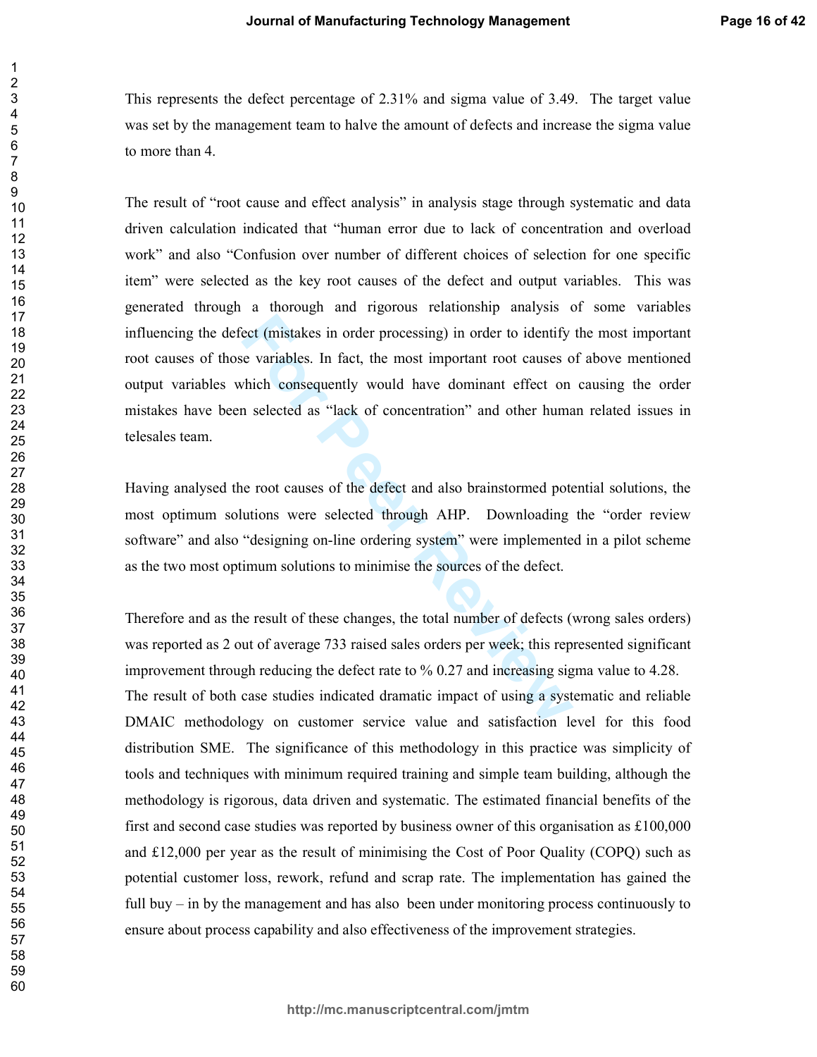This represents the defect percentage of 2.31% and sigma value of 3.49. The target value was set by the management team to halve the amount of defects and increase the sigma value to more than 4.

The result of "root cause and effect analysis" in analysis stage through systematic and data driven calculation indicated that "human error due to lack of concentration and overload work" and also "Confusion over number of different choices of selection for one specific item" were selected as the key root causes of the defect and output variables. This was generated through a thorough and rigorous relationship analysis of some variables influencing the defect (mistakes in order processing) in order to identify the most important root causes of those variables. In fact, the most important root causes of above mentioned output variables which consequently would have dominant effect on causing the order mistakes have been selected as "lack of concentration" and other human related issues in telesales team.

Having analysed the root causes of the defect and also brainstormed potential solutions, the most optimum solutions were selected through AHP. Downloading the "order review software" and also "designing on-line ordering system" were implemented in a pilot scheme as the two most optimum solutions to minimise the sources of the defect.

Therefore and as the result of these changes, the total number of defects (wrong sales orders) was reported as 2 out of average 733 raised sales orders per week; this represented significant improvement through reducing the defect rate to % 0.27 and increasing sigma value to 4.28. The result of both case studies indicated dramatic impact of using a systematic and reliable DMAIC methodology on customer service value and satisfaction level for this food distribution SME. The significance of this methodology in this practice was simplicity of tools and techniques with minimum required training and simple team building, although the methodology is rigorous, data driven and systematic. The estimated financial benefits of the first and second case studies was reported by business owner of this organisation as £100,000 and £12,000 per year as the result of minimising the Cost of Poor Quality (COPQ) such as potential customer loss, rework, refund and scrap rate. The implementation has gained the full buy – in by the management and has also been under monitoring process continuously to ensure about process capability and also effectiveness of the improvement strategies.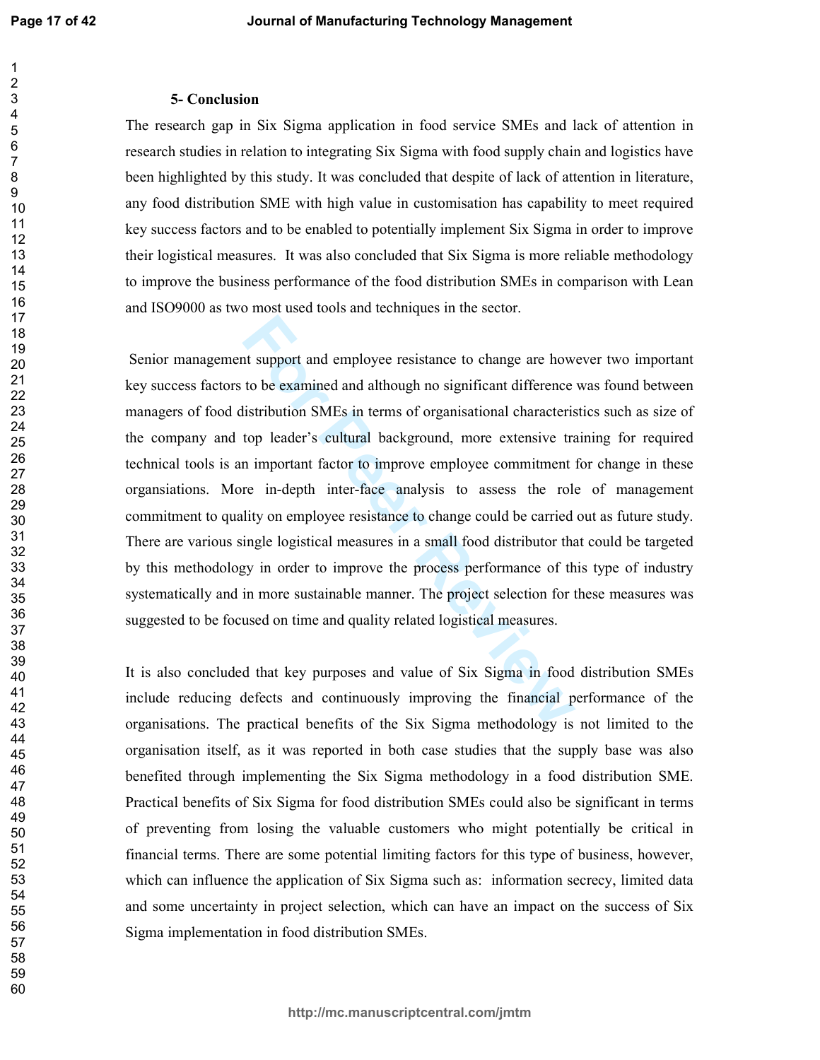## 5- Conclusion

The research gap in Six Sigma application in food service SMEs and lack of attention in research studies in relation to integrating Six Sigma with food supply chain and logistics have been highlighted by this study. It was concluded that despite of lack of attention in literature, any food distribution SME with high value in customisation has capability to meet required key success factors and to be enabled to potentially implement Six Sigma in order to improve their logistical measures. It was also concluded that Six Sigma is more reliable methodology to improve the business performance of the food distribution SMEs in comparison with Lean and ISO9000 as two most used tools and techniques in the sector.

Senior management support and employee resistance to change are however two important key success factors to be examined and although no significant difference was found between managers of food distribution SMEs in terms of organisational characteristics such as size of the company and top leader's cultural background, more extensive training for required technical tools is an important factor to improve employee commitment for change in these organisations. More in-depth inter-face analysis to assess the role of management commitment to quality on employee resistance to change could be carried out as future study. There are various single logistical measures in a small food distributor that could be targeted by this methodology in order to improve the process performance of this type of industry systematically and in more sustainable manner. The project selection for these measures was suggested to be focused on time and quality related logistical measures.

It is also concluded that key purposes and value of Six Sigma in food distribution SMEs include reducing defects and continuously improving the financial performance of the organisations. The practical benefits of the Six Sigma methodology is not limited to the organisation itself, as it was reported in both case studies that the supply base was also benefited through implementing the Six Sigma methodology in a food distribution SME. Practical benefits of Six Sigma for food distribution SMEs could also be significant in terms of preventing from losing the valuable customers who might potentially be critical in financial terms. There are some potential limiting factors for this type of business, however, which can influence the application of Six Sigma such as: information secrecy, limited data and some uncertainty in project selection, which can have an impact on the success of Six Sigma implementation in food distribution SMEs.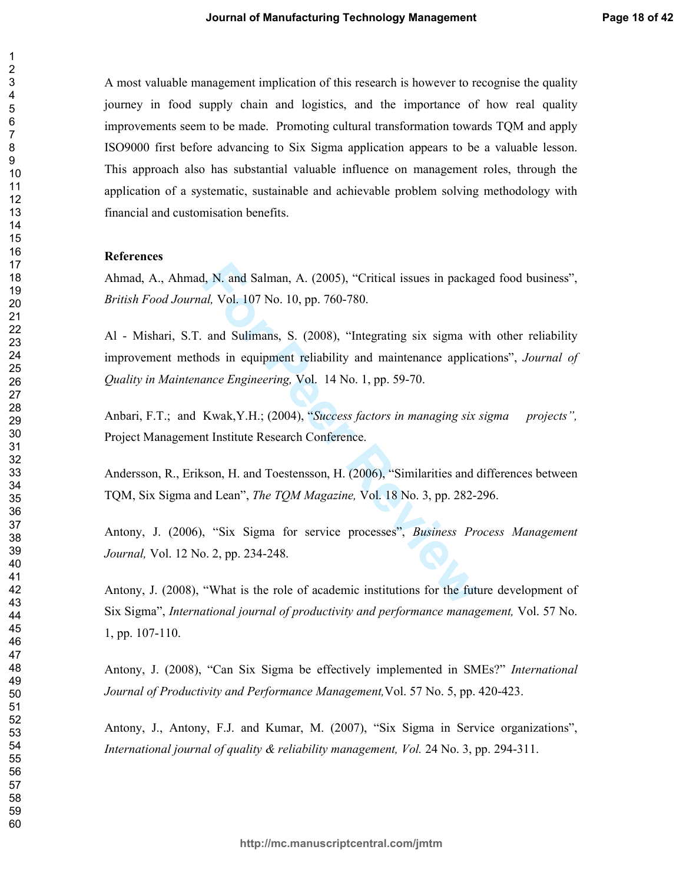A most valuable management implication of this research is however to recognise the quality journey in food supply chain and logistics, and the importance of how real quality improvements seem to be made. Promoting cultural transformation towards TQM and apply ISO9000 first before advancing to Six Sigma application appears to be a valuable lesson. This approach also has substantial valuable influence on management roles, through the application of a systematic, sustainable and achievable problem solving methodology with financial and customisation benefits.

**References**

Ahmad, A., Ahmad, N. and Salman, A. (2005), "Critical issues in packaged food business", *British Food Journal,* Vol. 107 No. 10, pp. 760-780.

Al - Mishari, S.T. and Sulimans, S. (2008), "Integrating six sigma with other reliability improvement methods in equipment reliability and maintenance applications", *Journal of Quality in Maintenance Engineering,* Vol. 14 No. 1, pp. 59-70.

Anbari, F.T.; and Kwak,Y.H.; (2004), "*Success factors in managing six sigma projects",* Project Management Institute Research Conference.

Andersson, R., Erikson, H. and Toestensson, H. (2006), "Similarities and differences between TQM, Six Sigma and Lean", *The TQM Magazine,* Vol. 18 No. 3, pp. 282-296.

Antony, J. (2006), "Six Sigma for service processes", *Business Process Management Journal,* Vol. 12 No. 2, pp. 234-248.

Antony, J. (2008), "What is the role of academic institutions for the future development of Six Sigma", *International journal of productivity and performance management,* Vol. 57 No. 1, pp. 107-110.

Antony, J. (2008), "Can Six Sigma be effectively implemented in SMEs?" *International Journal of Productivity and Performance Management,*Vol. 57 No. 5, pp. 420-423.

Antony, J., Antony, F.J. and Kumar, M. (2007), "Six Sigma in Service organizations", *International journal of quality & reliability management, Vol.* 24 No. 3, pp. 294-311.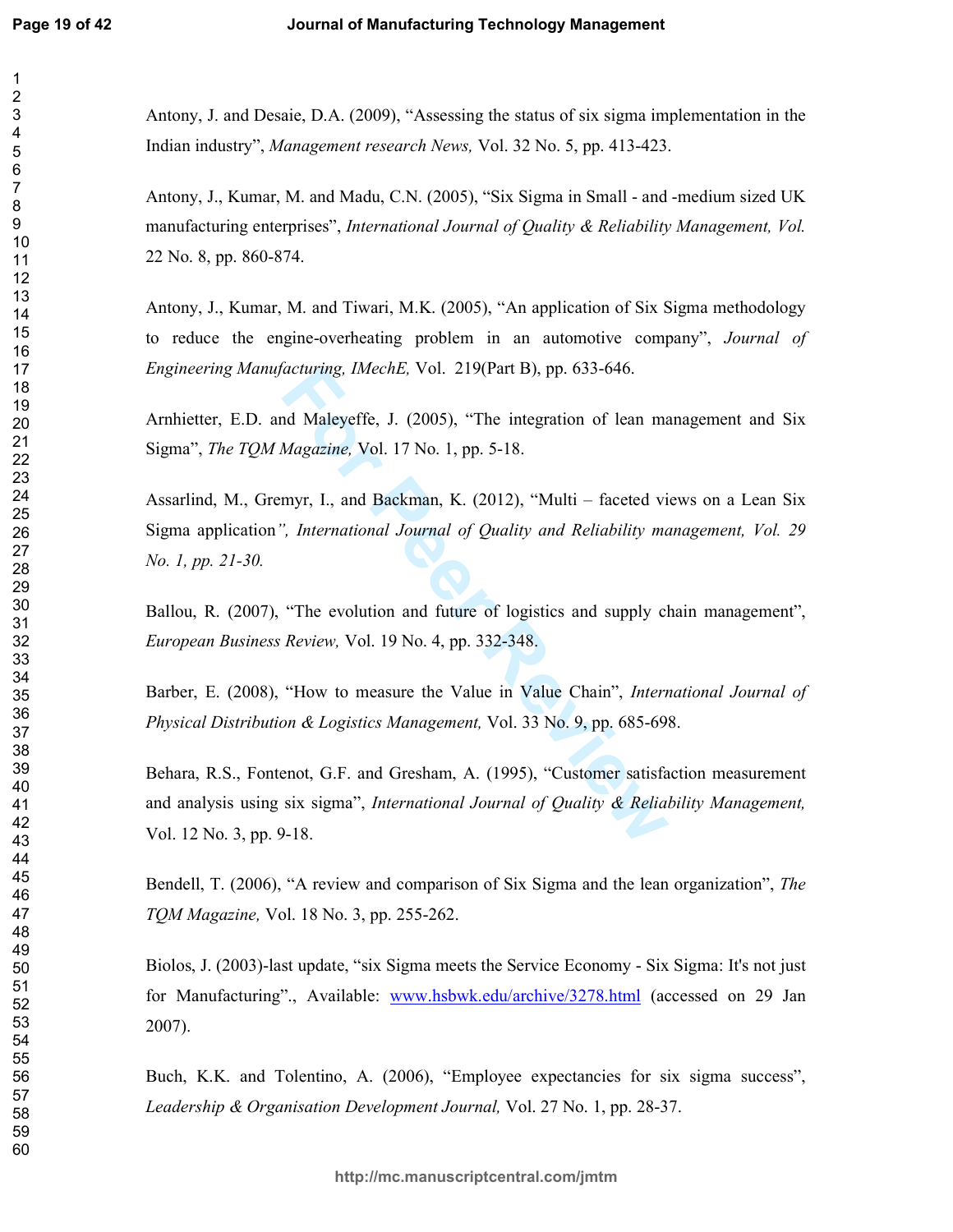Antony, J. and Desaie, D.A. (2009), "Assessing the status of six sigma implementation in the Indian industry", *Management research News,* Vol. 32 No. 5, pp. 413-423.

Antony, J., Kumar, M. and Madu, C.N. (2005), "Six Sigma in Small - and -medium sized UK manufacturing enterprises", *International Journal of Quality & Reliability Management, Vol.* 22 No. 8, pp. 860-874.

Antony, J., Kumar, M. and Tiwari, M.K. (2005), "An application of Six Sigma methodology to reduce the engine-overheating problem in an automotive company", *Journal of Engineering Manufacturing, IMechE,* Vol. 219(Part B), pp. 633-646.

Arnhietter, E.D. and Maleyeffe, J. (2005), "The integration of lean management and Six Sigma", *The TQM Magazine,* Vol. 17 No. 1, pp. 5-18.

Assarlind, M., Gremyr, I., and Backman, K. (2012), "Multi – faceted views on a Lean Six Sigma application*", International Journal of Quality and Reliability management, Vol. 29 No. 1, pp. 21-30.*

Ballou, R. (2007), "The evolution and future of logistics and supply chain management", *European Business Review,* Vol. 19 No. 4, pp. 332-348.

Barber, E. (2008), "How to measure the Value in Value Chain", *International Journal of Physical Distribution & Logistics Management,* Vol. 33 No. 9, pp. 685-698.

Behara, R.S., Fontenot, G.F. and Gresham, A. (1995), "Customer satisfaction measurement and analysis using six sigma", *International Journal of Quality & Reliability Management,* Vol. 12 No. 3, pp. 9-18.

Bendell, T. (2006), "A review and comparison of Six Sigma and the lean organization", *The TQM Magazine,* Vol. 18 No. 3, pp. 255-262.

Biolos, J. (2003)-last update, "six Sigma meets the Service Economy - Six Sigma: It's not just for Manufacturing"., Available: www.hsbwk.edu/archive/3278.html (accessed on 29 Jan 2007).

Buch, K.K. and Tolentino, A. (2006), "Employee expectancies for six sigma success", *Leadership & Organisation Development Journal,* Vol. 27 No. 1, pp. 28-37.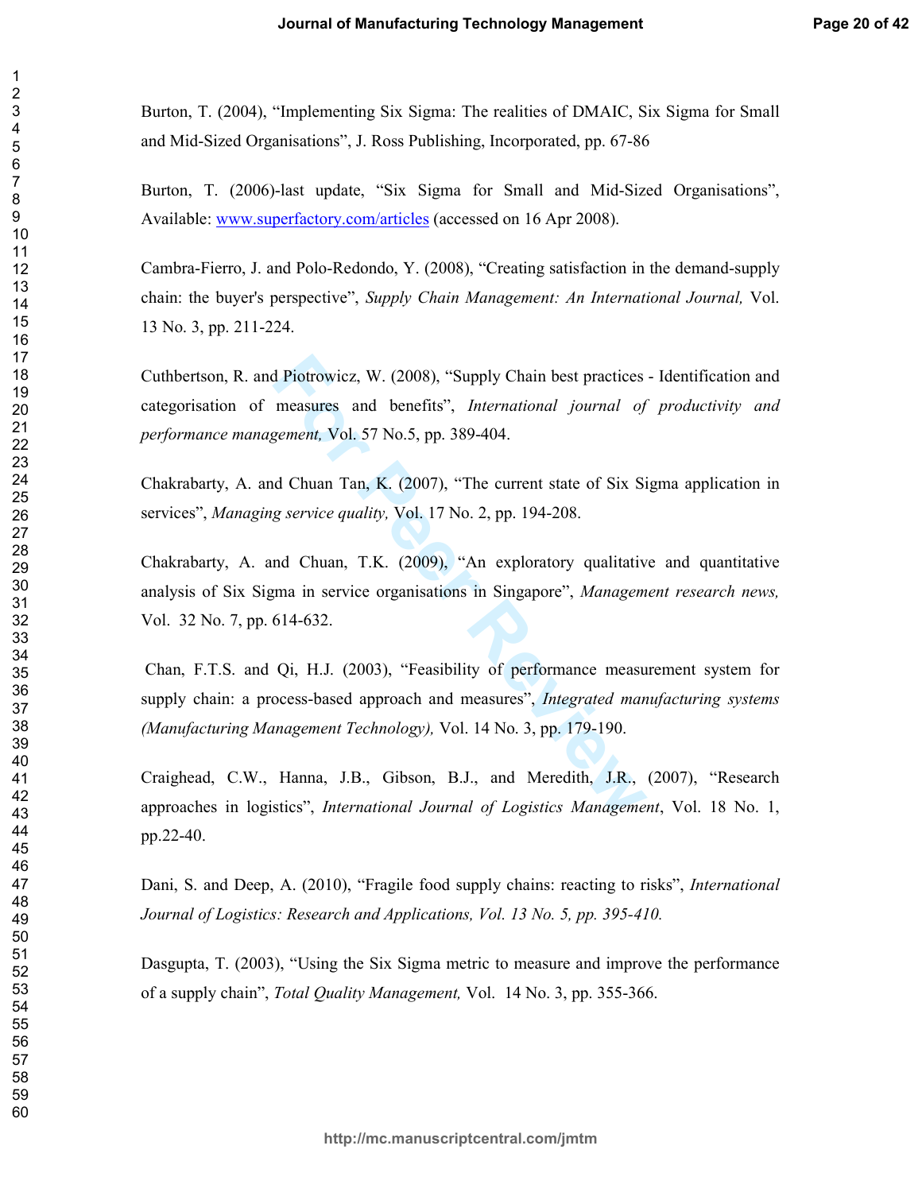Burton, T. (2004), "Implementing Six Sigma: The realities of DMAIC, Six Sigma for Small and Mid-Sized Organisations", J. Ross Publishing, Incorporated, pp. 67-86

Burton, T. (2006)-last update, "Six Sigma for Small and Mid-Sized Organisations", Available: www.superfactory.com/articles (accessed on 16 Apr 2008).

Cambra-Fierro, J. and Polo-Redondo, Y. (2008), "Creating satisfaction in the demand-supply chain: the buyer's perspective", *Supply Chain Management: An International Journal,* Vol. 13 No. 3, pp. 211-224.

Cuthbertson, R. and Piotrowicz, W. (2008), "Supply Chain best practices - Identification and categorisation of measures and benefits", *International journal of productivity and performance management,* Vol. 57 No.5, pp. 389-404.

Chakrabarty, A. and Chuan Tan, K. (2007), "The current state of Six Sigma application in services", *Managing service quality,* Vol. 17 No. 2, pp. 194-208.

Chakrabarty, A. and Chuan, T.K. (2009), "An exploratory qualitative and quantitative analysis of Six Sigma in service organisations in Singapore", *Management research news,* Vol. 32 No. 7, pp. 614-632.

Chan, F.T.S. and Qi, H.J. (2003), "Feasibility of performance measurement system for supply chain: a process-based approach and measures", *Integrated manufacturing systems (Manufacturing Management Technology),* Vol. 14 No. 3, pp. 179-190.

Craighead, C.W., Hanna, J.B., Gibson, B.J., and Meredith, J.R., (2007), "Research approaches in logistics", *International Journal of Logistics Management*, Vol. 18 No. 1, pp.22-40.

Dani, S. and Deep, A. (2010), "Fragile food supply chains: reacting to risks", *International Journal of Logistics: Research and Applications, Vol. 13 No. 5, pp. 395-410.*

Dasgupta, T. (2003), "Using the Six Sigma metric to measure and improve the performance of a supply chain", *Total Quality Management,* Vol. 14 No. 3, pp. 355-366.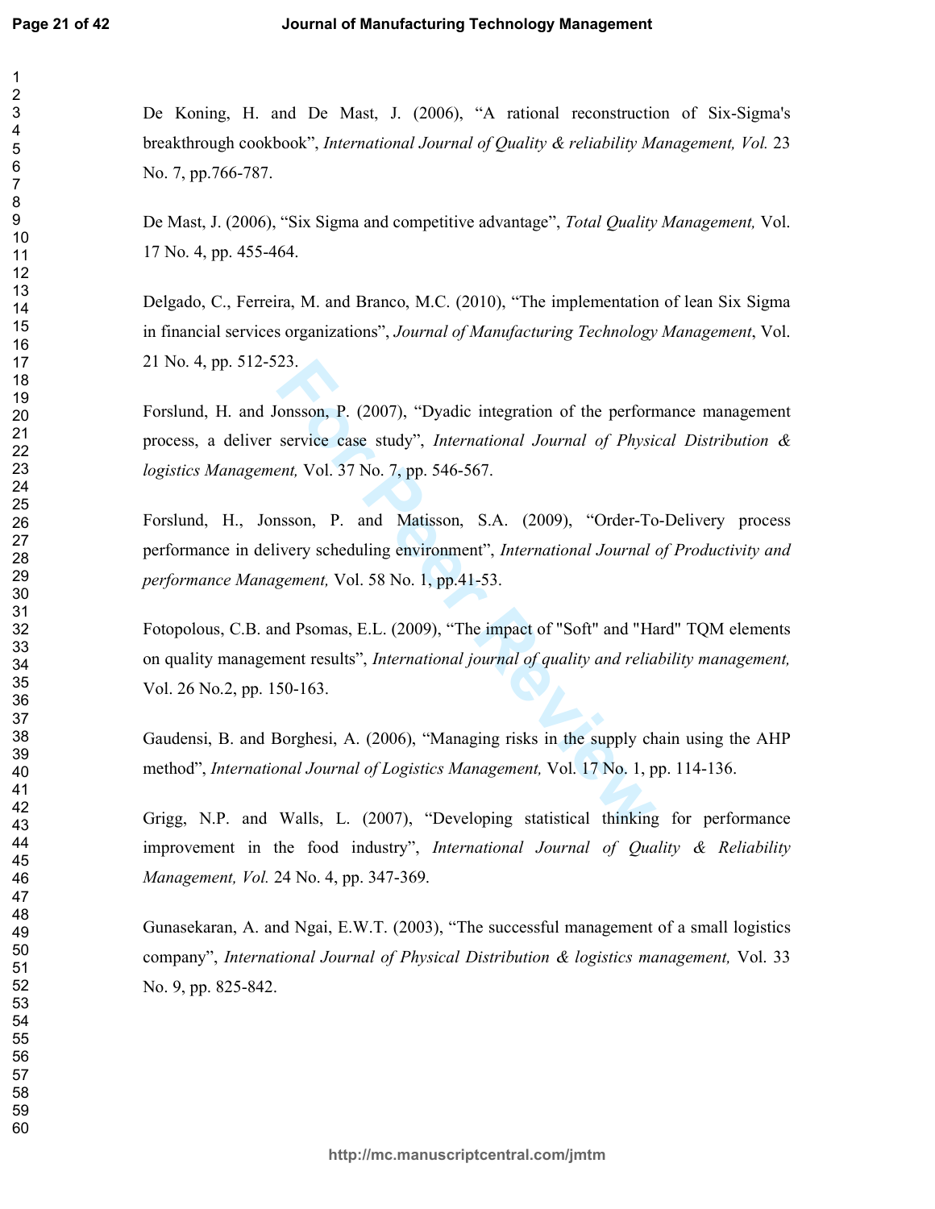De Koning, H. and De Mast, J. (2006), “A rational reconstruction of Six-Sigma's breakthrough cookbook”, *International Journal of Quality & reliability Management, Vol.* 23 No. 7, pp.766-787.

De Mast, J. (2006), “Six Sigma and competitive advantage”, *Total Quality Management,* Vol. 17 No. 4, pp. 455-464.

Delgado, C., Ferreira, M. and Branco, M.C. (2010), “The implementation of lean Six Sigma in financial services organizations”, *Journal of Manufacturing Technology Management*, Vol. 21 No. 4, pp. 512-523.

Forslund, H. and Jonsson, P. (2007), “Dyadic integration of the performance management process, a deliver service case study”, *International Journal of Physical Distribution & logistics Management,* Vol. 37 No. 7, pp. 546-567.

Forslund, H., Jonsson, P. and Matisson, S.A. (2009), “Order-To-Delivery process performance in delivery scheduling environment”, *International Journal of Productivity and performance Management,* Vol. 58 No. 1, pp.41-53.

Fotopolous, C.B. and Psomas, E.L. (2009), “The impact of "Soft" and "Hard" TQM elements on quality management results”, *International journal of quality and reliability management,* Vol. 26 No.2, pp. 150-163.

Gaudensi, B. and Borghesi, A. (2006), “Managing risks in the supply chain using the AHP method”, *International Journal of Logistics Management,* Vol. 17 No. 1, pp. 114-136.

Grigg, N.P. and Walls, L. (2007), “Developing statistical thinking for performance improvement in the food industry”, *International Journal of Quality & Reliability Management, Vol.* 24 No. 4, pp. 347-369.

Gunasekaran, A. and Ngai, E.W.T. (2003), “The successful management of a small logistics company”, *International Journal of Physical Distribution & logistics management,* Vol. 33 No. 9, pp. 825-842.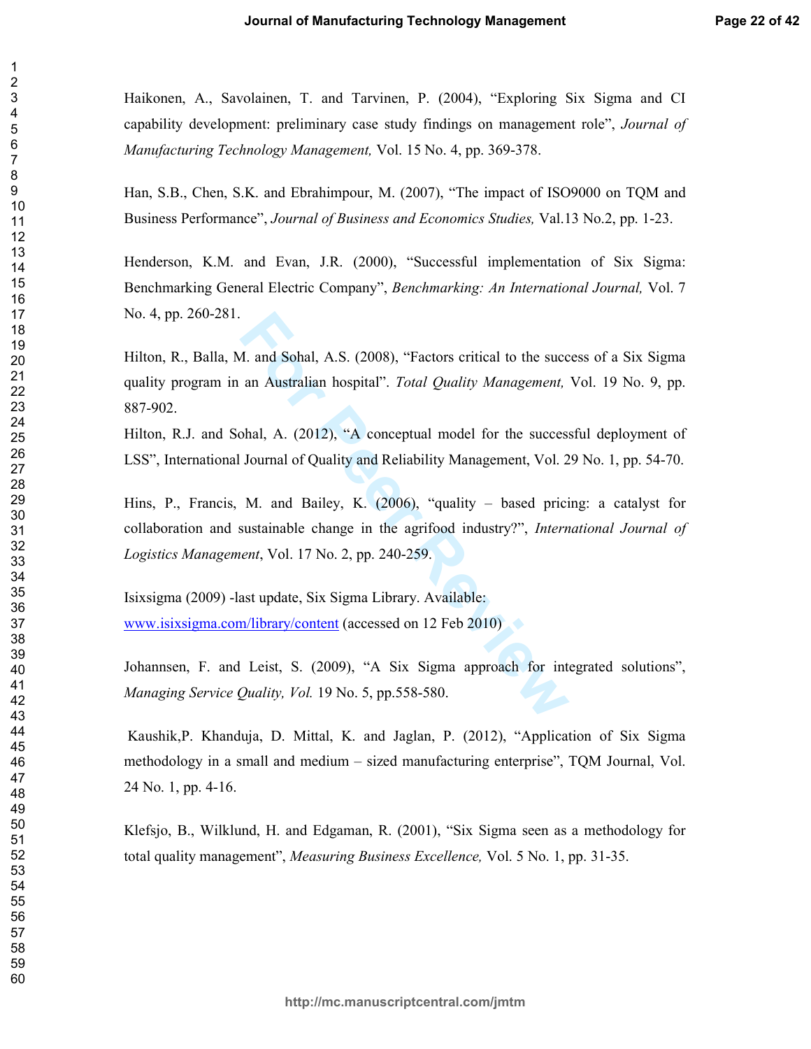Haikonen, A., Savolainen, T. and Tarvinen, P. (2004), "Exploring Six Sigma and CI capability development: preliminary case study findings on management role", *Journal of Manufacturing Technology Management,* Vol. 15 No. 4, pp. 369-378.

Han, S.B., Chen, S.K. and Ebrahimpour, M. (2007), "The impact of ISO9000 on TQM and Business Performance", *Journal of Business and Economics Studies,* Val.13 No.2, pp. 1-23.

Henderson, K.M. and Evan, J.R. (2000), "Successful implementation of Six Sigma: Benchmarking General Electric Company", *Benchmarking: An International Journal,* Vol. 7 No. 4, pp. 260-281.

Hilton, R., Balla, M. and Sohal, A.S. (2008), "Factors critical to the success of a Six Sigma quality program in an Australian hospital". *Total Quality Management,* Vol. 19 No. 9, pp. 887-902.

Hilton, R.J. and Sohal, A. (2012), "A conceptual model for the successful deployment of LSS", International Journal of Quality and Reliability Management, Vol. 29 No. 1, pp. 54-70.

Hins, P., Francis, M. and Bailey, K. (2006), "quality – based pricing: a catalyst for collaboration and sustainable change in the agrifood industry?", *International Journal of Logistics Management*, Vol. 17 No. 2, pp. 240-259.

Isixsigma (2009) -last update, Six Sigma Library. Available: www.isixsigma.com/library/content (accessed on 12 Feb 2010)

Johannsen, F. and Leist, S. (2009), "A Six Sigma approach for integrated solutions", *Managing Service Quality, Vol.* 19 No. 5, pp.558-580.

Kaushik,P. Khanduja, D. Mittal, K. and Jaglan, P. (2012), "Application of Six Sigma methodology in a small and medium – sized manufacturing enterprise", TQM Journal, Vol. 24 No. 1, pp. 4-16.

Klefsjo, B., Wilklund, H. and Edgaman, R. (2001), "Six Sigma seen as a methodology for total quality management", *Measuring Business Excellence,* Vol. 5 No. 1, pp. 31-35.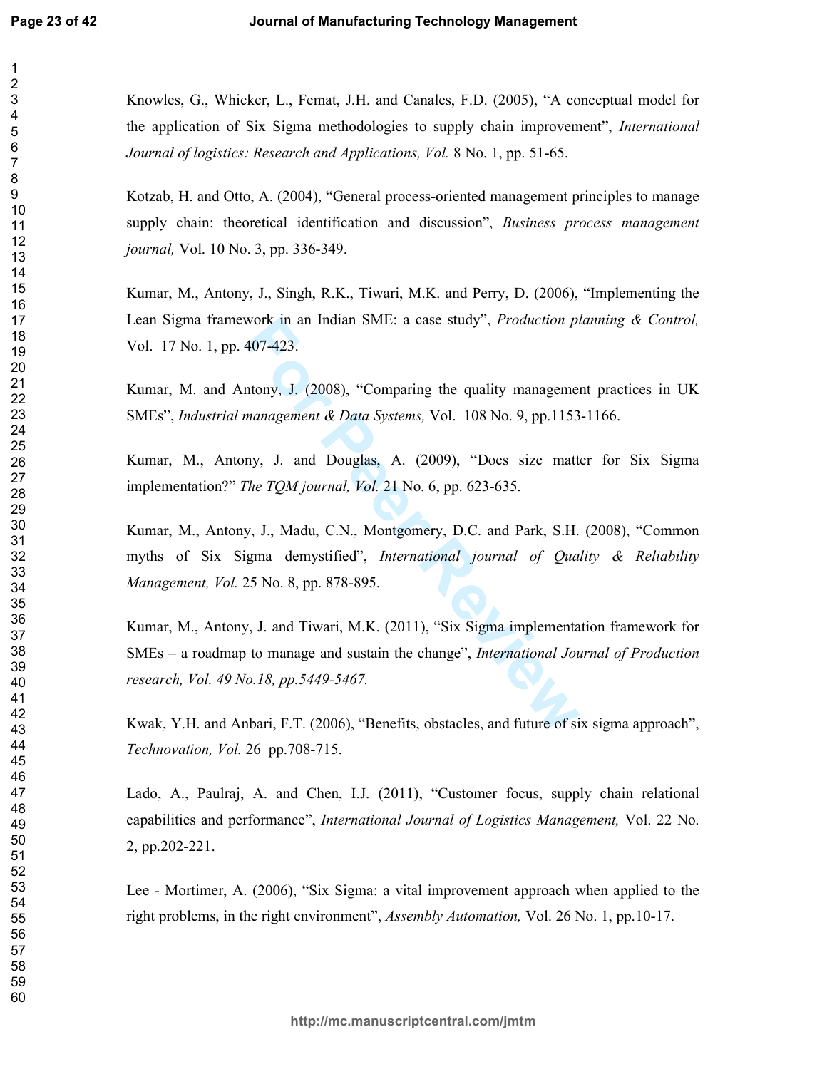Knowles, G., Whicker, L., Femat, J.H. and Canales, F.D. (2005), "A conceptual model for the application of Six Sigma methodologies to supply chain improvement", *International Journal of logistics: Research and Applications, Vol.* 8 No. 1, pp. 51-65.

Kotzab, H. and Otto, A. (2004), "General process-oriented management principles to manage supply chain: theoretical identification and discussion", *Business process management journal,* Vol. 10 No. 3, pp. 336-349.

Kumar, M., Antony, J., Singh, R.K., Tiwari, M.K. and Perry, D. (2006), "Implementing the Lean Sigma framework in an Indian SME: a case study", *Production planning & Control,* Vol. 17 No. 1, pp. 407-423.

Kumar, M. and Antony, J. (2008), "Comparing the quality management practices in UK SMEs", *Industrial management & Data Systems,* Vol. 108 No. 9, pp.1153-1166.

Kumar, M., Antony, J. and Douglas, A. (2009), "Does size matter for Six Sigma implementation?" *The TQM journal, Vol.* 21 No. 6, pp. 623-635.

Kumar, M., Antony, J., Madu, C.N., Montgomery, D.C. and Park, S.H. (2008), "Common myths of Six Sigma demystified", *International journal of Quality & Reliability Management, Vol.* 25 No. 8, pp. 878-895.

Kumar, M., Antony, J. and Tiwari, M.K. (2011), "Six Sigma implementation framework for SMEs – a roadmap to manage and sustain the change", *International Journal of Production research, Vol. 49 No.18, pp.5449-5467.*

Kwak, Y.H. and Anbari, F.T. (2006), "Benefits, obstacles, and future of six sigma approach", *Technovation, Vol.* 26 pp.708-715.

Lado, A., Paulraj, A. and Chen, I.J. (2011), "Customer focus, supply chain relational capabilities and performance", *International Journal of Logistics Management,* Vol. 22 No. 2, pp.202-221.

Lee - Mortimer, A. (2006), "Six Sigma: a vital improvement approach when applied to the right problems, in the right environment", *Assembly Automation,* Vol. 26 No. 1, pp.10-17.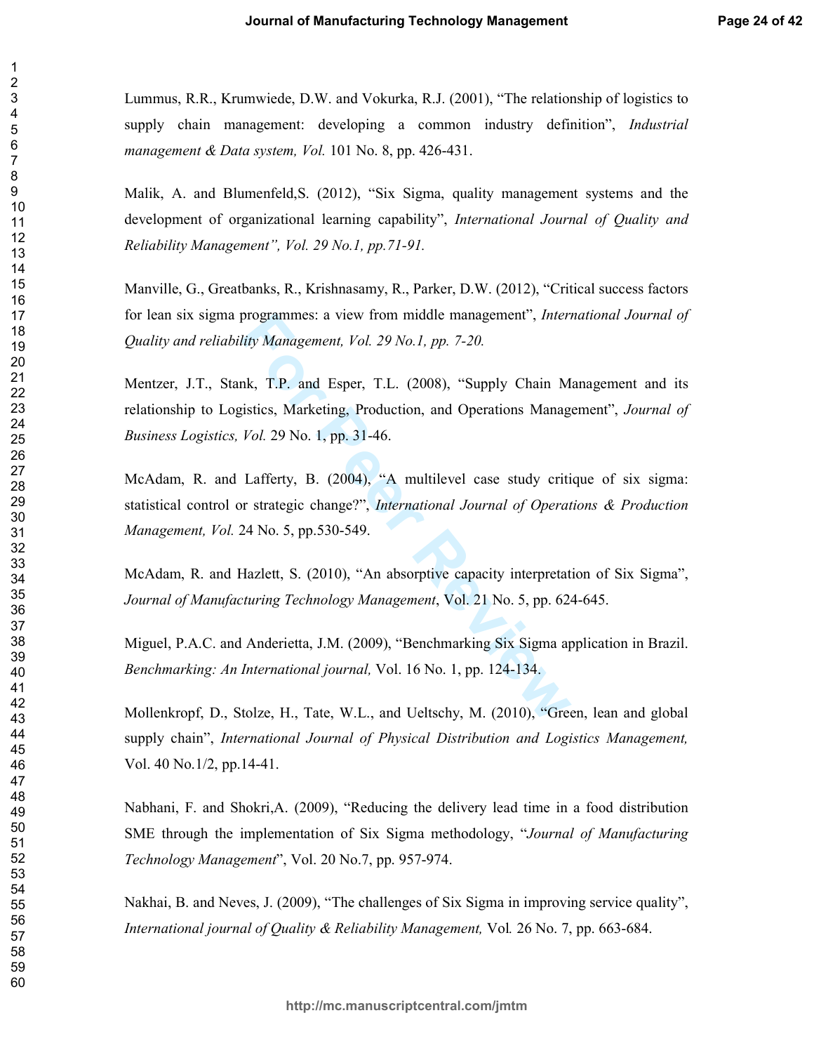Lummus, R.R., Krumwiede, D.W. and Vokurka, R.J. (2001), "The relationship of logistics to supply chain management: developing a common industry definition", *Industrial management & Data system, Vol.* 101 No. 8, pp. 426-431.

Malik, A. and Blumenfeld,S. (2012), "Six Sigma, quality management systems and the development of organizational learning capability", *International Journal of Quality and Reliability Management", Vol. 29 No.1, pp.71-91.*

Manville, G., Greatbanks, R., Krishnasamy, R., Parker, D.W. (2012), "Critical success factors for lean six sigma programmes: a view from middle management", *International Journal of Quality and reliability Management, Vol. 29 No.1, pp. 7-20.*

Mentzer, J.T., Stank, T.P. and Esper, T.L. (2008), "Supply Chain Management and its relationship to Logistics, Marketing, Production, and Operations Management", *Journal of Business Logistics, Vol.* 29 No. 1, pp. 31-46.

McAdam, R. and Lafferty, B. (2004), "A multilevel case study critique of six sigma: statistical control or strategic change?", *International Journal of Operations & Production Management, Vol.* 24 No. 5, pp.530-549.

McAdam, R. and Hazlett, S. (2010), "An absorptive capacity interpretation of Six Sigma", *Journal of Manufacturing Technology Management*, Vol. 21 No. 5, pp. 624-645.

Miguel, P.A.C. and Anderietta, J.M. (2009), "Benchmarking Six Sigma application in Brazil. *Benchmarking: An International journal,* Vol. 16 No. 1, pp. 124-134.

Mollenkropf, D., Stolze, H., Tate, W.L., and Ueltschy, M. (2010), "Green, lean and global supply chain", *International Journal of Physical Distribution and Logistics Management,* Vol. 40 No.1/2, pp.14-41.

Nabhani, F. and Shokri,A. (2009), "Reducing the delivery lead time in a food distribution SME through the implementation of Six Sigma methodology, "*Journal of Manufacturing Technology Management*", Vol. 20 No.7, pp. 957-974.

Nakhai, B. and Neves, J. (2009), "The challenges of Six Sigma in improving service quality", *International journal of Quality & Reliability Management,* Vol. 26 No. 7, pp. 663-684.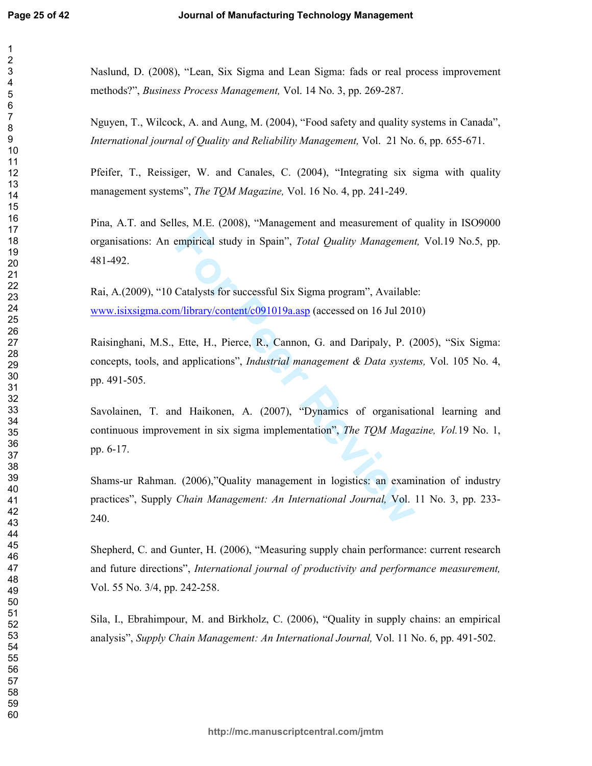Naslund, D. (2008), "Lean, Six Sigma and Lean Sigma: fads or real process improvement methods?", *Business Process Management,* Vol. 14 No. 3, pp. 269-287.

Nguyen, T., Wilcock, A. and Aung, M. (2004), "Food safety and quality systems in Canada", *International journal of Quality and Reliability Management,* Vol. 21 No. 6, pp. 655-671.

Pfeifer, T., Reissiger, W. and Canales, C. (2004), "Integrating six sigma with quality management systems", *The TQM Magazine,* Vol. 16 No. 4, pp. 241-249.

Pina, A.T. and Selles, M.E. (2008), "Management and measurement of quality in ISO9000 organisations: An empirical study in Spain", *Total Quality Management,* Vol.19 No.5, pp. 481-492.

Rai, A.(2009), "10 Catalysts for successful Six Sigma program", Available: www.isixsigma.com/library/content/c091019a.asp (accessed on 16 Jul 2010)

Raisinghani, M.S., Ette, H., Pierce, R., Cannon, G. and Daripaly, P. (2005), "Six Sigma: concepts, tools, and applications", *Industrial management & Data systems,* Vol. 105 No. 4, pp. 491-505.

Savolainen, T. and Haikonen, A. (2007), "Dynamics of organisational learning and continuous improvement in six sigma implementation", *The TQM Magazine, Vol.*19 No. 1, pp. 6-17.

Shams-ur Rahman. (2006),"Quality management in logistics: an examination of industry practices", Supply *Chain Management: An International Journal,* Vol. 11 No. 3, pp. 233-240.

Shepherd, C. and Gunter, H. (2006), "Measuring supply chain performance: current research and future directions", *International journal of productivity and performance measurement,* Vol. 55 No. 3/4, pp. 242-258.

Sila, I., Ebrahimpour, M. and Birkholz, C. (2006), "Quality in supply chains: an empirical analysis", *Supply Chain Management: An International Journal,* Vol. 11 No. 6, pp. 491-502.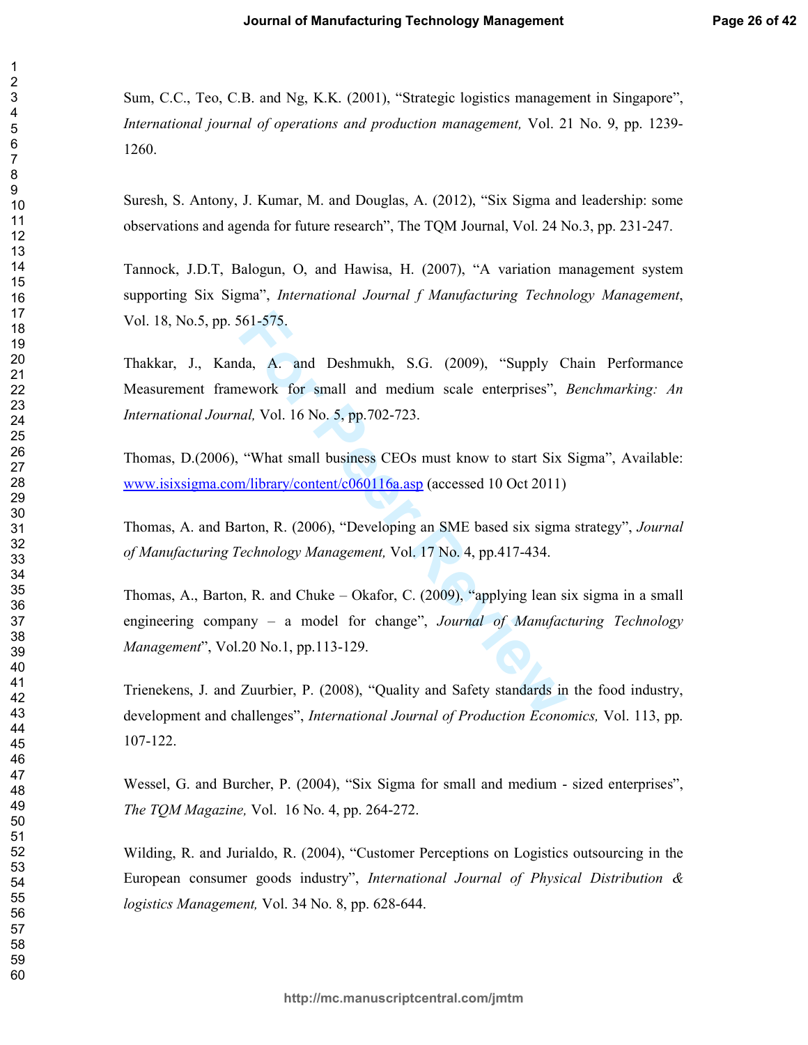Sum, C.C., Teo, C.B. and Ng, K.K. (2001), "Strategic logistics management in Singapore", *International journal of operations and production management,* Vol. 21 No. 9, pp. 1239-1260.

Suresh, S. Antony, J. Kumar, M. and Douglas, A. (2012), "Six Sigma and leadership: some observations and agenda for future research", The TQM Journal, Vol. 24 No.3, pp. 231-247.

Tannock, J.D.T, Balogun, O, and Hawisa, H. (2007), "A variation management system supporting Six Sigma", *International Journal f Manufacturing Technology Management*, Vol. 18, No.5, pp. 561-575.

Thakkar, J., Kanda, A. and Deshmukh, S.G. (2009), "Supply Chain Performance Measurement framework for small and medium scale enterprises", *Benchmarking: An International Journal,* Vol. 16 No. 5, pp.702-723.

Thomas, D.(2006), "What small business CEOs must know to start Six Sigma", Available: www.isixsigma.com/library/content/c060116a.asp (accessed 10 Oct 2011)

Thomas, A. and Barton, R. (2006), "Developing an SME based six sigma strategy", *Journal of Manufacturing Technology Management,* Vol. 17 No. 4, pp.417-434.

Thomas, A., Barton, R. and Chuke – Okafor, C. (2009), "applying lean six sigma in a small engineering company – a model for change", *Journal of Manufacturing Technology Management*", Vol.20 No.1, pp.113-129.

Trienekens, J. and Zuurbier, P. (2008), "Quality and Safety standards in the food industry, development and challenges", *International Journal of Production Economics,* Vol. 113, pp. 107-122.

Wessel, G. and Burcher, P. (2004), "Six Sigma for small and medium - sized enterprises", *The TQM Magazine,* Vol. 16 No. 4, pp. 264-272.

Wilding, R. and Jurialdo, R. (2004), "Customer Perceptions on Logistics outsourcing in the European consumer goods industry", *International Journal of Physical Distribution & logistics Management,* Vol. 34 No. 8, pp. 628-644.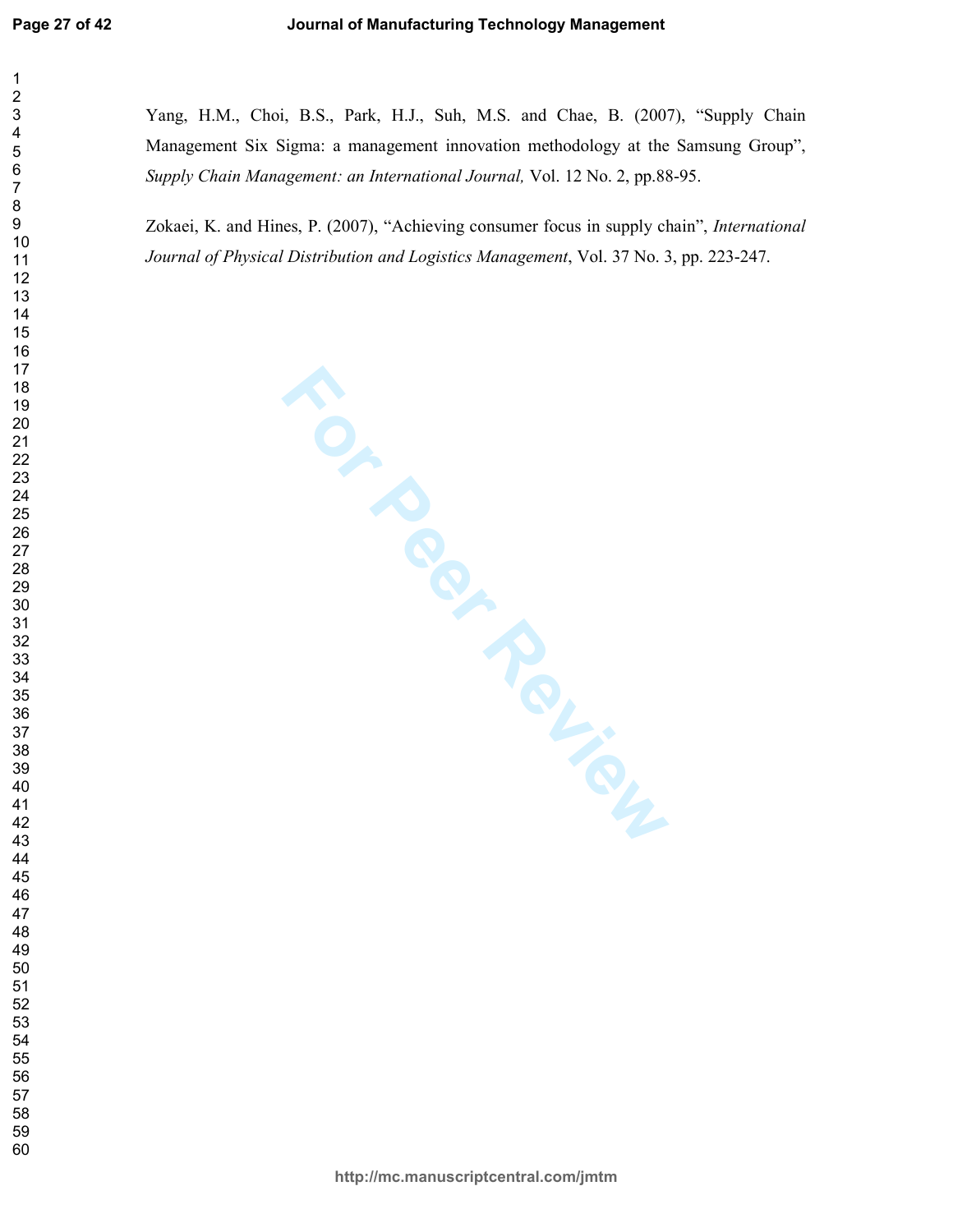Yang, H.M., Choi, B.S., Park, H.J., Suh, M.S. and Chae, B. (2007), “Supply Chain Management Six Sigma: a management innovation methodology at the Samsung Group”, *Supply Chain Management: an International Journal,* Vol. 12 No. 2, pp.88-95.

Zokaei, K. and Hines, P. (2007), “Achieving consumer focus in supply chain”, *International Journal of Physical Distribution and Logistics Management*, Vol. 37 No. 3, pp. 223-247.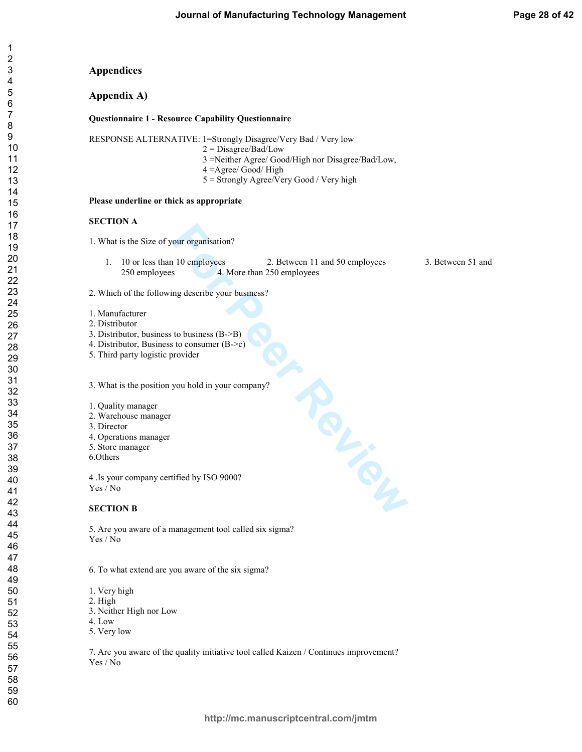## Appendices

## Appendix A)

**Questionnaire 1 - Resource Capability Questionnaire**

RESPONSE ALTERNATIVE: 1=Strongly Disagree/Very Bad / Very low
2 = Disagree/Bad/Low
3 =Neither Agree/ Good/High nor Disagree/Bad/Low,
4 =Agree/ Good/ High
5 = Strongly Agree/Very Good / Very high

**Please underline or thick as appropriate**

**SECTION A**

1. What is the Size of your organisation?

1. 10 or less than 10 employees 2. Between 11 and 50 employees 3. Between 51 and 250 employees 4. More than 250 employees

2. Which of the following describe your business?

1. Manufacturer
2. Distributor
3. Distributor, business to business (B->B)
4. Distributor, Business to consumer (B->c)
5. Third party logistic provider

3. What is the position you hold in your company?

1. Quality manager
2. Warehouse manager
3. Director
4. Operations manager
5. Store manager
6.Others

4 .Is your company certified by ISO 9000?
Yes / No

**SECTION B**

5. Are you aware of a management tool called six sigma?
Yes / No

6. To what extend are you aware of the six sigma?

1. Very high
2. High
3. Neither High nor Low
4. Low
5. Very low

7. Are you aware of the quality initiative tool called Kaizen / Continues improvement?
Yes / No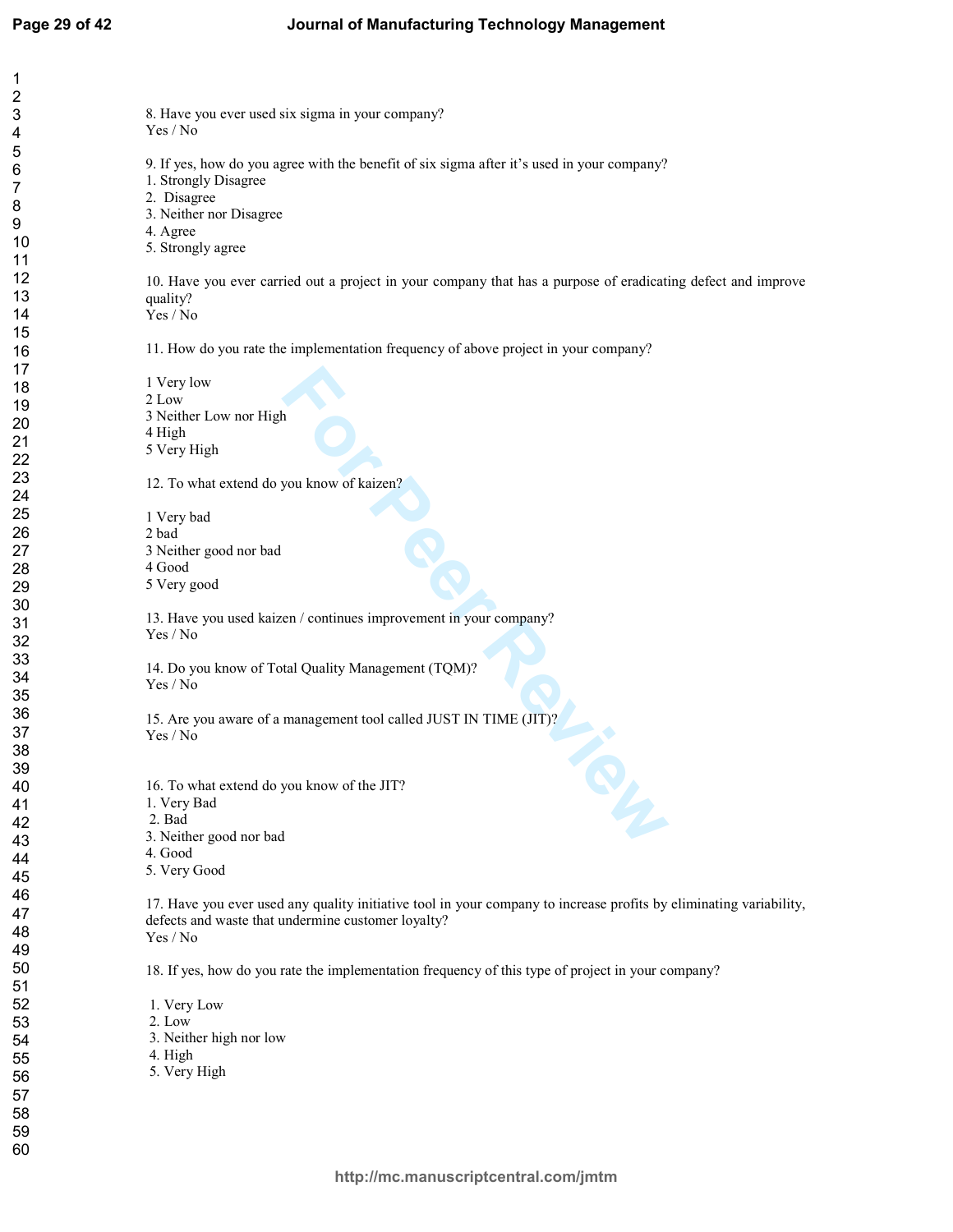8. Have you ever used six sigma in your company?
Yes / No

9. If yes, how do you agree with the benefit of six sigma after it's used in your company?
1. Strongly Disagree
2. Disagree
3. Neither nor Disagree
4. Agree
5. Strongly agree

10. Have you ever carried out a project in your company that has a purpose of eradicating defect and improve quality?
Yes / No

11. How do you rate the implementation frequency of above project in your company?

1 Very low
2 Low
3 Neither Low nor High
4 High
5 Very High

12. To what extend do you know of kaizen?

1 Very bad
2 bad
3 Neither good nor bad
4 Good
5 Very good

13. Have you used kaizen / continues improvement in your company?
Yes / No

14. Do you know of Total Quality Management (TQM)?
Yes / No

15. Are you aware of a management tool called JUST IN TIME (JIT)?
Yes / No

16. To what extend do you know of the JIT?
1. Very Bad
2. Bad
3. Neither good nor bad
4. Good
5. Very Good

17. Have you ever used any quality initiative tool in your company to increase profits by eliminating variability, defects and waste that undermine customer loyalty?
Yes / No

18. If yes, how do you rate the implementation frequency of this type of project in your company?

1. Very Low
2. Low
3. Neither high nor low
4. High
5. Very High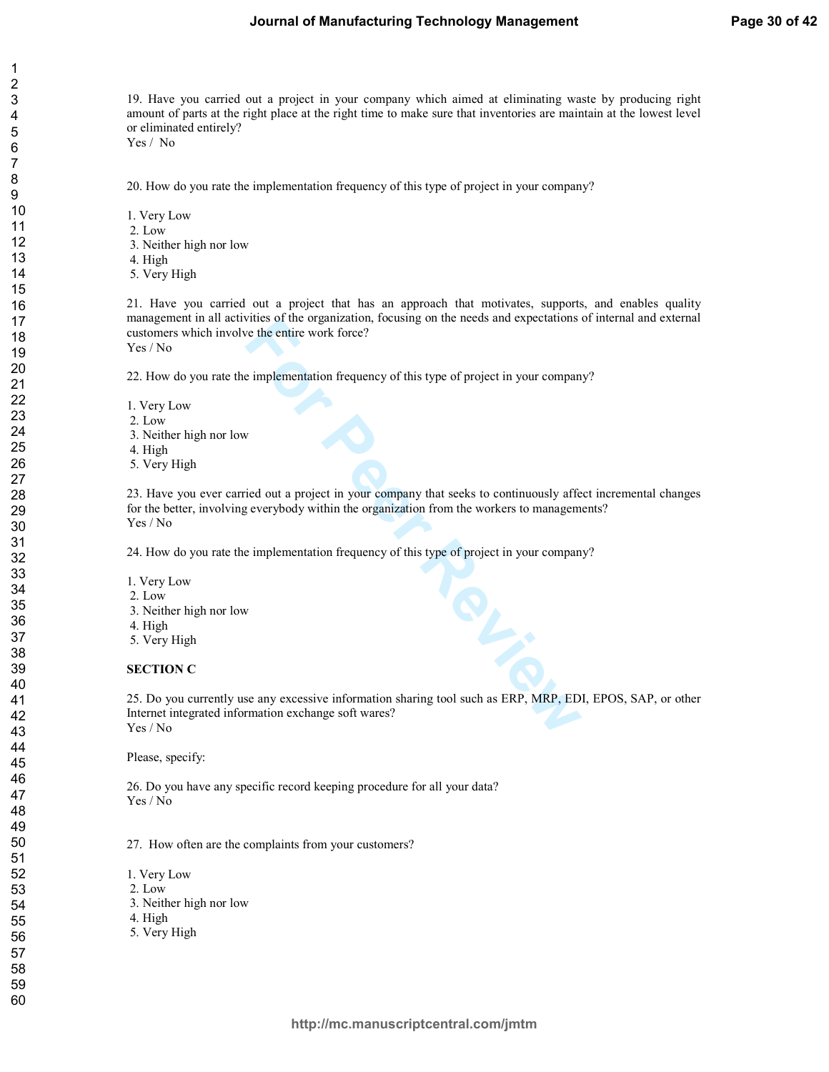19. Have you carried out a project in your company which aimed at eliminating waste by producing right amount of parts at the right place at the right time to make sure that inventories are maintain at the lowest level or eliminated entirely?
Yes / No

20. How do you rate the implementation frequency of this type of project in your company?

1. Very Low
2. Low
3. Neither high nor low
4. High
5. Very High

21. Have you carried out a project that has an approach that motivates, supports, and enables quality management in all activities of the organization, focusing on the needs and expectations of internal and external customers which involve the entire work force?
Yes / No

22. How do you rate the implementation frequency of this type of project in your company?

1. Very Low
2. Low
3. Neither high nor low
4. High
5. Very High

23. Have you ever carried out a project in your company that seeks to continuously affect incremental changes for the better, involving everybody within the organization from the workers to managements?
Yes / No

24. How do you rate the implementation frequency of this type of project in your company?

1. Very Low
2. Low
3. Neither high nor low
4. High
5. Very High

**SECTION C**

25. Do you currently use any excessive information sharing tool such as ERP, MRP, EDI, EPOS, SAP, or other Internet integrated information exchange soft wares?
Yes / No

Please, specify:

26. Do you have any specific record keeping procedure for all your data?
Yes / No

27. How often are the complaints from your customers?

1. Very Low
2. Low
3. Neither high nor low
4. High
5. Very High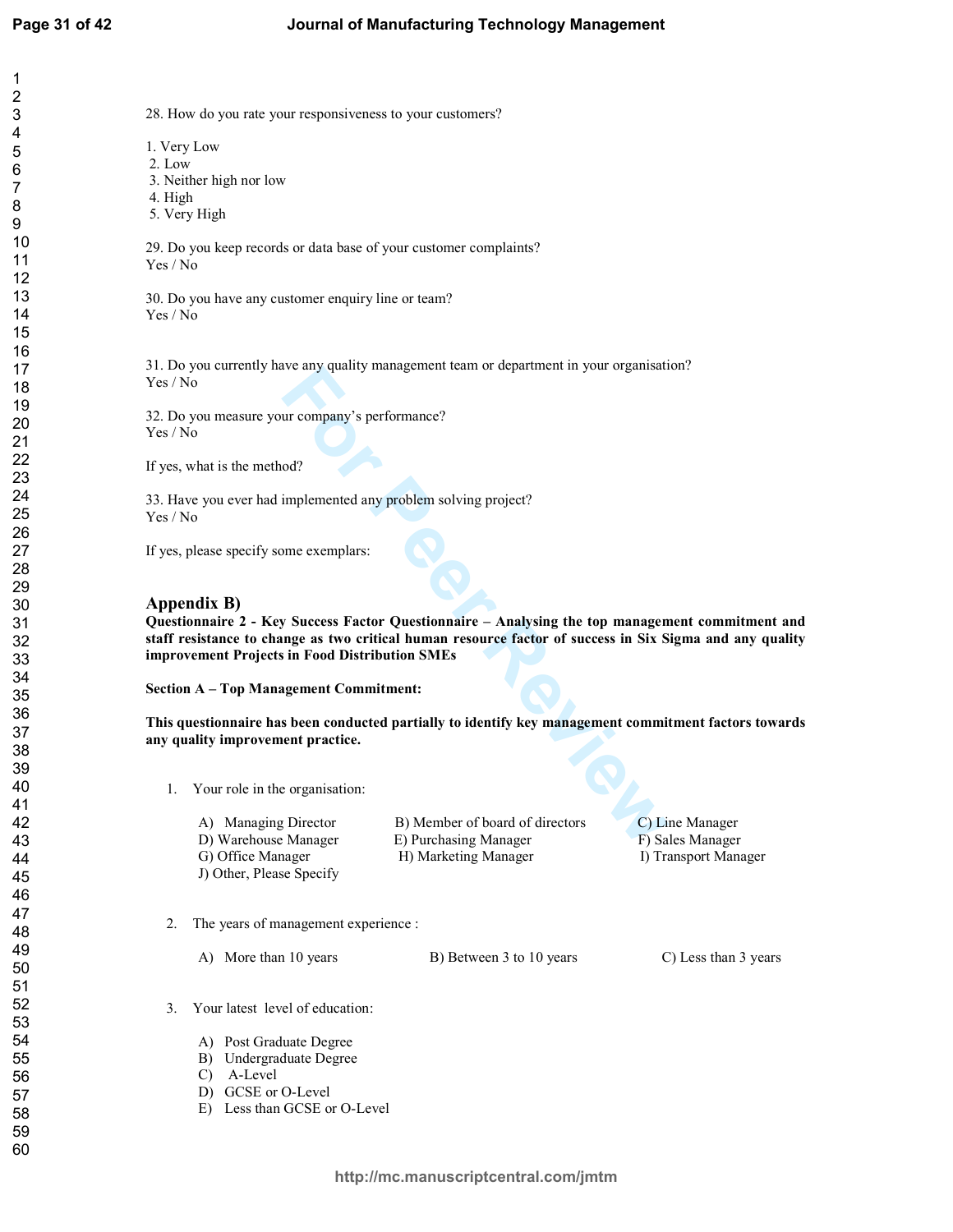28. How do you rate your responsiveness to your customers?

1. Very Low
2. Low
3. Neither high nor low
4. High
5. Very High

29. Do you keep records or data base of your customer complaints?
Yes / No

30. Do you have any customer enquiry line or team?
Yes / No

31. Do you currently have any quality management team or department in your organisation?
Yes / No

32. Do you measure your company's performance?
Yes / No

If yes, what is the method?

33. Have you ever had implemented any problem solving project?
Yes / No

If yes, please specify some exemplars:

## Appendix B)

**Questionnaire 2 - Key Success Factor Questionnaire – Analysing the top management commitment and staff resistance to change as two critical human resource factor of success in Six Sigma and any quality improvement Projects in Food Distribution SMEs**

**Section A – Top Management Commitment:**

**This questionnaire has been conducted partially to identify key management commitment factors towards any quality improvement practice.**

1. Your role in the organisation:

   A) Managing Director B) Member of board of directors C) Line Manager
   D) Warehouse Manager E) Purchasing Manager F) Sales Manager
   G) Office Manager H) Marketing Manager I) Transport Manager
   J) Other, Please Specify

2. The years of management experience :

   A) More than 10 years B) Between 3 to 10 years C) Less than 3 years

3. Your latest level of education:

   A) Post Graduate Degree
   B) Undergraduate Degree
   C) A-Level
   D) GCSE or O-Level
   E) Less than GCSE or O-Level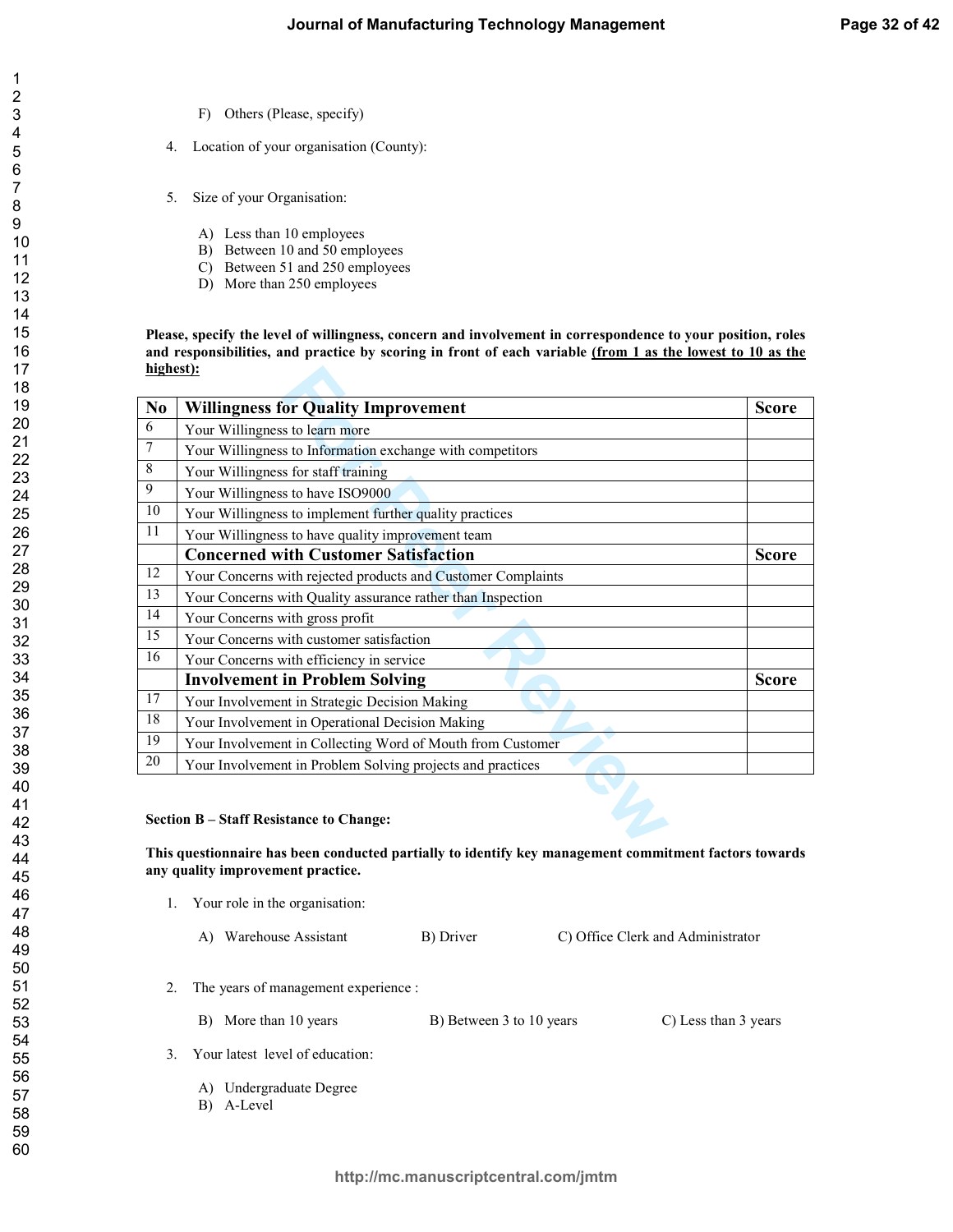F) Others (Please, specify)

4. Location of your organisation (County):

5. Size of your Organisation:

   A) Less than 10 employees
   B) Between 10 and 50 employees
   C) Between 51 and 250 employees
   D) More than 250 employees

**Please, specify the level of willingness, concern and involvement in correspondence to your position, roles and responsibilities, and practice by scoring in front of each variable <u>(from 1 as the lowest to 10 as the highest):</u>**

| No | Willingness for Quality Improvement | Score |
|---|---|---|
| 6 | Your Willingness to learn more | |
| 7 | Your Willingness to Information exchange with competitors | |
| 8 | Your Willingness for staff training | |
| 9 | Your Willingness to have ISO9000 | |
| 10 | Your Willingness to implement further quality practices | |
| 11 | Your Willingness to have quality improvement team | |
| | **Concerned with Customer Satisfaction** | **Score** |
| 12 | Your Concerns with rejected products and Customer Complaints | |
| 13 | Your Concerns with Quality assurance rather than Inspection | |
| 14 | Your Concerns with gross profit | |
| 15 | Your Concerns with customer satisfaction | |
| 16 | Your Concerns with efficiency in service | |
| | **Involvement in Problem Solving** | **Score** |
| 17 | Your Involvement in Strategic Decision Making | |
| 18 | Your Involvement in Operational Decision Making | |
| 19 | Your Involvement in Collecting Word of Mouth from Customer | |
| 20 | Your Involvement in Problem Solving projects and practices | |

**Section B – Staff Resistance to Change:**

**This questionnaire has been conducted partially to identify key management commitment factors towards any quality improvement practice.**

1. Your role in the organisation:

   A) Warehouse Assistant    B) Driver    C) Office Clerk and Administrator

2. The years of management experience :

   B) More than 10 years    B) Between 3 to 10 years    C) Less than 3 years

3. Your latest level of education:

   A) Undergraduate Degree
   B) A-Level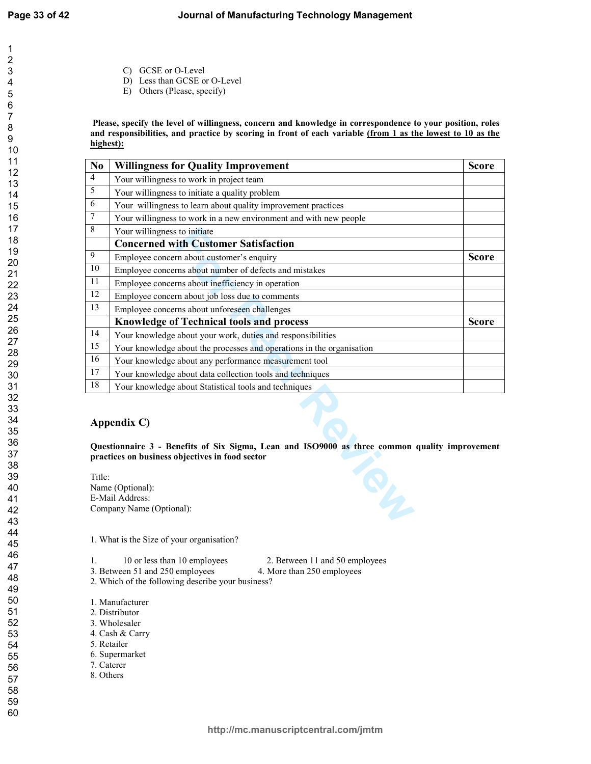C) GCSE or O-Level
D) Less than GCSE or O-Level
E) Others (Please, specify)

**Please, specify the level of willingness, concern and knowledge in correspondence to your position, roles and responsibilities, and practice by scoring in front of each variable <u>(from 1 as the lowest to 10 as the highest):</u>**

| No | Willingness for Quality Improvement | Score |
|---|---|---|
| 4 | Your willingness to work in project team | |
| 5 | Your willingness to initiate a quality problem | |
| 6 | Your willingness to learn about quality improvement practices | |
| 7 | Your willingness to work in a new environment and with new people | |
| 8 | Your willingness to initiate | |
| | **Concerned with Customer Satisfaction** | |
| 9 | Employee concern about customer's enquiry | **Score** |
| 10 | Employee concerns about number of defects and mistakes | |
| 11 | Employee concerns about inefficiency in operation | |
| 12 | Employee concern about job loss due to comments | |
| 13 | Employee concerns about unforeseen challenges | |
| | **Knowledge of Technical tools and process** | **Score** |
| 14 | Your knowledge about your work, duties and responsibilities | |
| 15 | Your knowledge about the processes and operations in the organisation | |
| 16 | Your knowledge about any performance measurement tool | |
| 17 | Your knowledge about data collection tools and techniques | |
| 18 | Your knowledge about Statistical tools and techniques | |

## Appendix C)

**Questionnaire 3 - Benefits of Six Sigma, Lean and ISO9000 as three common quality improvement practices on business objectives in food sector**

Title:
Name (Optional):
E-Mail Address:
Company Name (Optional):

1. What is the Size of your organisation?

1. 10 or less than 10 employees  2. Between 11 and 50 employees
3. Between 51 and 250 employees  4. More than 250 employees

2. Which of the following describe your business?

1. Manufacturer
2. Distributor
3. Wholesaler
4. Cash & Carry
5. Retailer
6. Supermarket
7. Caterer
8. Others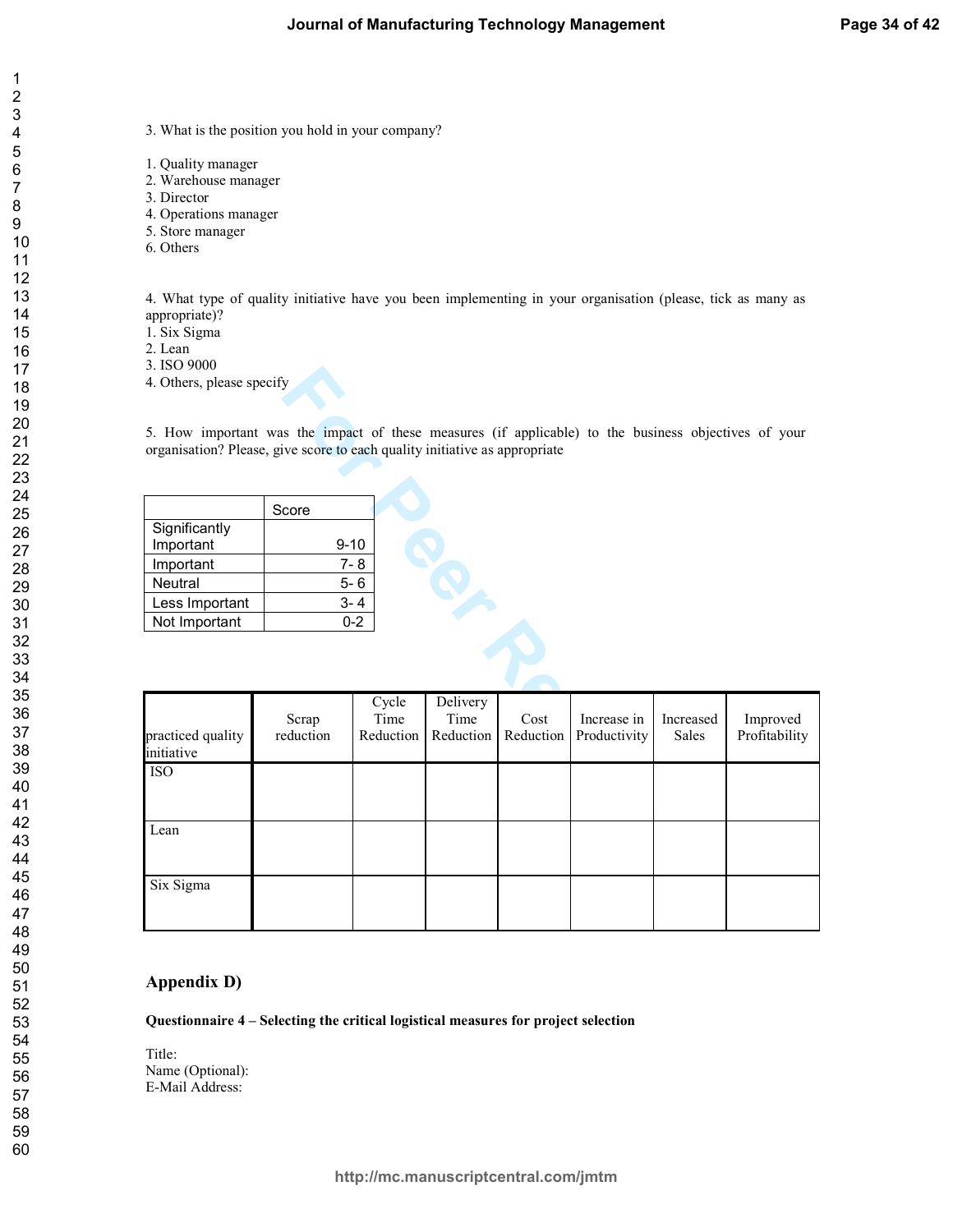3. What is the position you hold in your company?

1. Quality manager
2. Warehouse manager
3. Director
4. Operations manager
5. Store manager
6. Others

4. What type of quality initiative have you been implementing in your organisation (please, tick as many as appropriate)?
1. Six Sigma
2. Lean
3. ISO 9000
4. Others, please specify

5. How important was the impact of these measures (if applicable) to the business objectives of your organisation? Please, give score to each quality initiative as appropriate

| | Score |
|---|---|
| Significantly Important | 9-10 |
| Important | 7- 8 |
| Neutral | 5- 6 |
| Less Important | 3- 4 |
| Not Important | 0-2 |

| practiced quality initiative | Scrap reduction | Cycle Time Reduction | Delivery Time Reduction | Cost Reduction | Increase in Productivity | Increased Sales | Improved Profitability |
|---|---|---|---|---|---|---|---|
| ISO | | | | | | | |
| Lean | | | | | | | |
| Six Sigma | | | | | | | |

## Appendix D)

**Questionnaire 4 – Selecting the critical logistical measures for project selection**

Title:
Name (Optional):
E-Mail Address: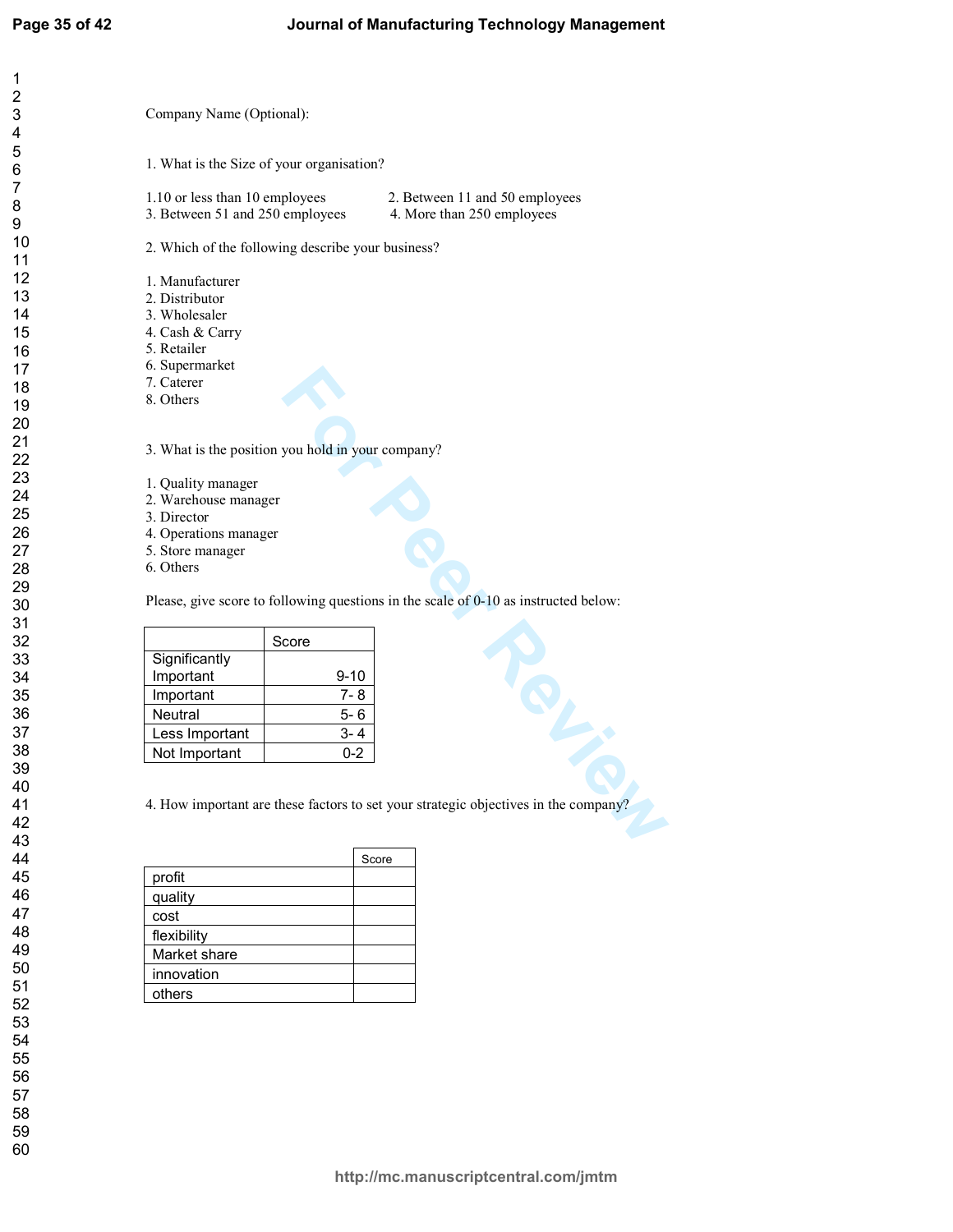Company Name (Optional):

1. What is the Size of your organisation?

1.10 or less than 10 employees
2. Between 11 and 50 employees
3. Between 51 and 250 employees
4. More than 250 employees

2. Which of the following describe your business?

1. Manufacturer
2. Distributor
3. Wholesaler
4. Cash & Carry
5. Retailer
6. Supermarket
7. Caterer
8. Others

3. What is the position you hold in your company?

1. Quality manager
2. Warehouse manager
3. Director
4. Operations manager
5. Store manager
6. Others

Please, give score to following questions in the scale of 0-10 as instructed below:

| | Score |
|---|---|
| Significantly Important | 9-10 |
| Important | 7- 8 |
| Neutral | 5- 6 |
| Less Important | 3- 4 |
| Not Important | 0-2 |

4. How important are these factors to set your strategic objectives in the company?

| | Score |
|---|---|
| profit | |
| quality | |
| cost | |
| flexibility | |
| Market share | |
| innovation | |
| others | |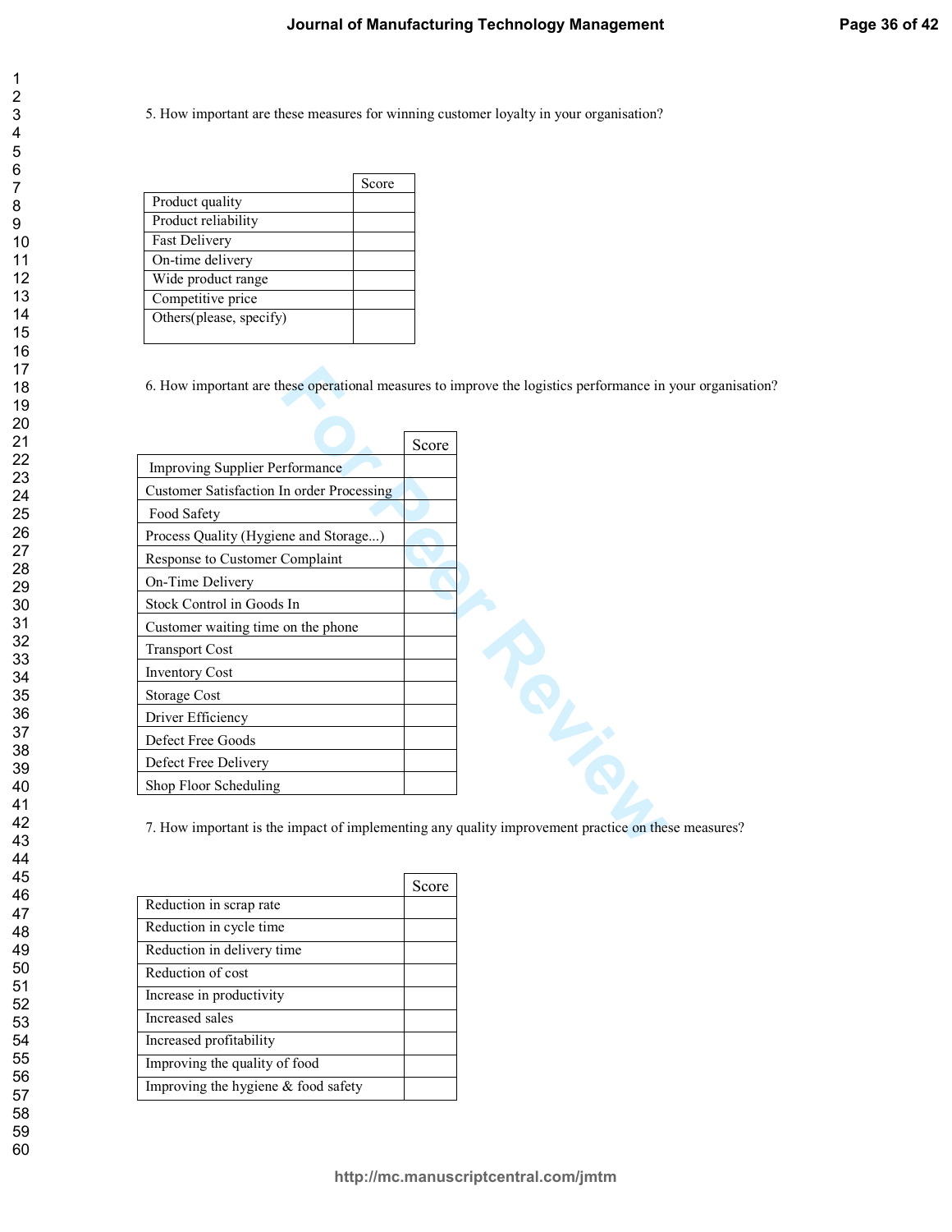5. How important are these measures for winning customer loyalty in your organisation?

| | Score |
|---|---|
| Product quality | |
| Product reliability | |
| Fast Delivery | |
| On-time delivery | |
| Wide product range | |
| Competitive price | |
| Others(please, specify) | |

6. How important are these operational measures to improve the logistics performance in your organisation?

| | Score |
|---|---|
| Improving Supplier Performance | |
| Customer Satisfaction In order Processing | |
| Food Safety | |
| Process Quality (Hygiene and Storage...) | |
| Response to Customer Complaint | |
| On-Time Delivery | |
| Stock Control in Goods In | |
| Customer waiting time on the phone | |
| Transport Cost | |
| Inventory Cost | |
| Storage Cost | |
| Driver Efficiency | |
| Defect Free Goods | |
| Defect Free Delivery | |
| Shop Floor Scheduling | |

7. How important is the impact of implementing any quality improvement practice on these measures?

| | Score |
|---|---|
| Reduction in scrap rate | |
| Reduction in cycle time | |
| Reduction in delivery time | |
| Reduction of cost | |
| Increase in productivity | |
| Increased sales | |
| Increased profitability | |
| Improving the quality of food | |
| Improving the hygiene & food safety | |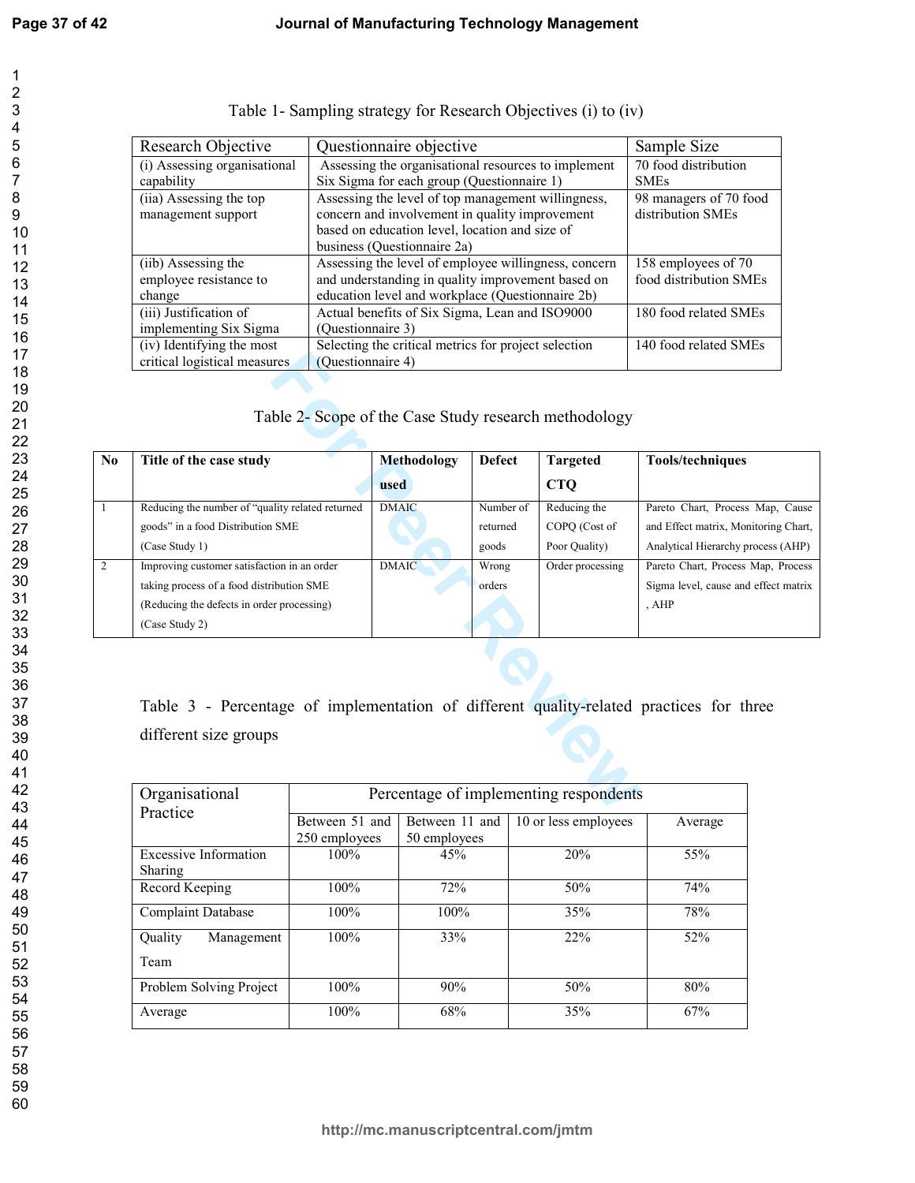Table 1- Sampling strategy for Research Objectives (i) to (iv)

| Research Objective | Questionnaire objective | Sample Size |
|---|---|---|
| (i) Assessing organisational capability | Assessing the organisational resources to implement Six Sigma for each group (Questionnaire 1) | 70 food distribution SMEs |
| (iia) Assessing the top management support | Assessing the level of top management willingness, concern and involvement in quality improvement based on education level, location and size of business (Questionnaire 2a) | 98 managers of 70 food distribution SMEs |
| (iib) Assessing the employee resistance to change | Assessing the level of employee willingness, concern and understanding in quality improvement based on education level and workplace (Questionnaire 2b) | 158 employees of 70 food distribution SMEs |
| (iii) Justification of implementing Six Sigma | Actual benefits of Six Sigma, Lean and ISO9000 (Questionnaire 3) | 180 food related SMEs |
| (iv) Identifying the most critical logistical measures | Selecting the critical metrics for project selection (Questionnaire 4) | 140 food related SMEs |

Table 2- Scope of the Case Study research methodology

| No | Title of the case study | Methodology used | Defect | Targeted CTQ | Tools/techniques |
|---|---|---|---|---|---|
| 1 | Reducing the number of "quality related returned goods" in a food Distribution SME (Case Study 1) | DMAIC | Number of returned goods | Reducing the COPQ (Cost of Poor Quality) | Pareto Chart, Process Map, Cause and Effect matrix, Monitoring Chart, Analytical Hierarchy process (AHP) |
| 2 | Improving customer satisfaction in an order taking process of a food distribution SME (Reducing the defects in order processing) (Case Study 2) | DMAIC | Wrong orders | Order processing | Pareto Chart, Process Map, Process Sigma level, cause and effect matrix , AHP |

Table 3 - Percentage of implementation of different quality-related practices for three different size groups

| Organisational Practice | Percentage of implementing respondents | | | |
|---|---|---|---|---|
| | Between 51 and 250 employees | Between 11 and 50 employees | 10 or less employees | Average |
| Excessive Information Sharing | 100% | 45% | 20% | 55% |
| Record Keeping | 100% | 72% | 50% | 74% |
| Complaint Database | 100% | 100% | 35% | 78% |
| Quality Management Team | 100% | 33% | 22% | 52% |
| Problem Solving Project | 100% | 90% | 50% | 80% |
| Average | 100% | 68% | 35% | 67% |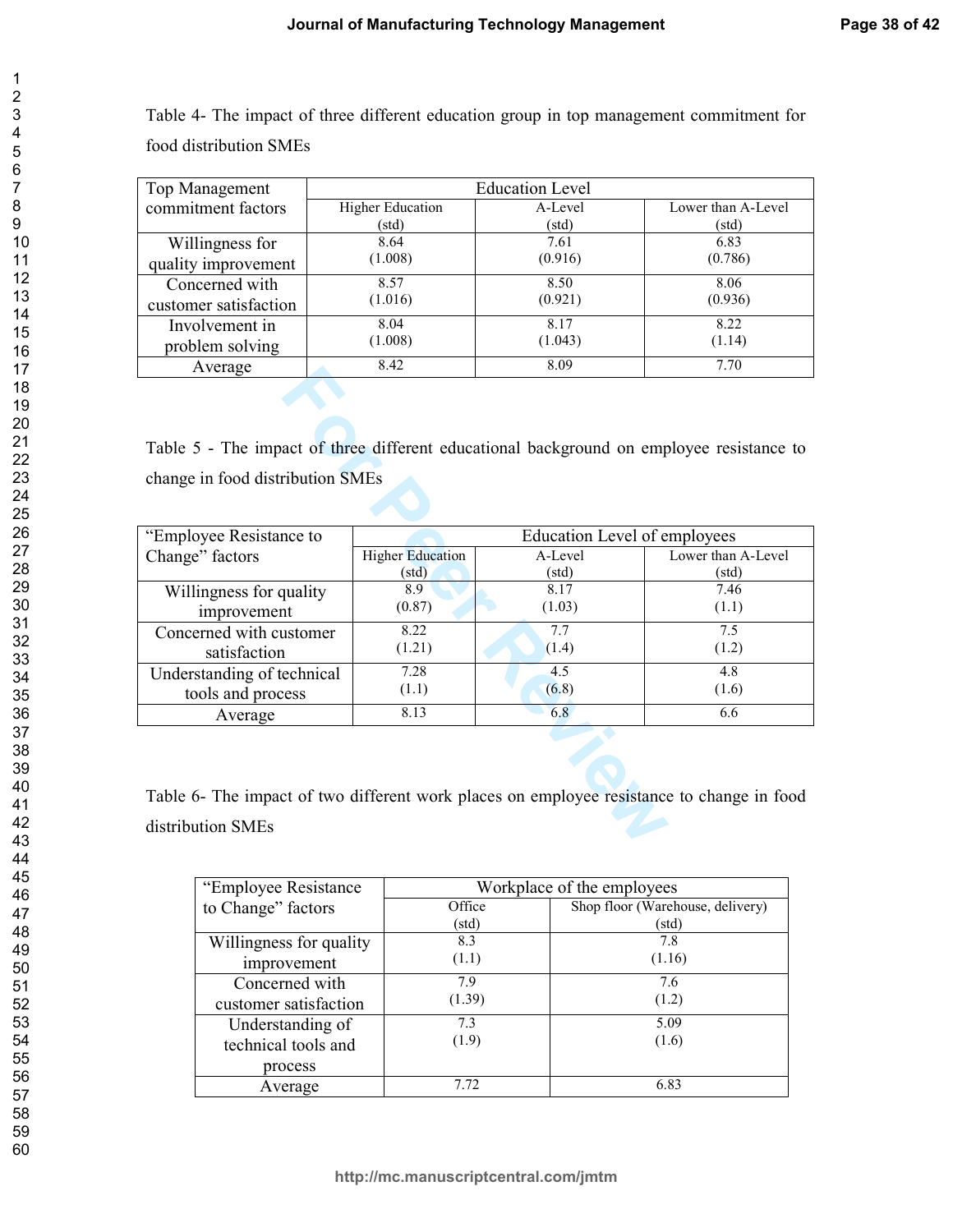Table 4- The impact of three different education group in top management commitment for food distribution SMEs

| Top Management commitment factors | Education Level | | |
|---|---|---|---|
| | Higher Education (std) | A-Level (std) | Lower than A-Level (std) |
| Willingness for quality improvement | 8.64 (1.008) | 7.61 (0.916) | 6.83 (0.786) |
| Concerned with customer satisfaction | 8.57 (1.016) | 8.50 (0.921) | 8.06 (0.936) |
| Involvement in problem solving | 8.04 (1.008) | 8.17 (1.043) | 8.22 (1.14) |
| Average | 8.42 | 8.09 | 7.70 |

Table 5 - The impact of three different educational background on employee resistance to change in food distribution SMEs

| "Employee Resistance to Change" factors | Education Level of employees | | |
|---|---|---|---|
| | Higher Education (std) | A-Level (std) | Lower than A-Level (std) |
| Willingness for quality improvement | 8.9 (0.87) | 8.17 (1.03) | 7.46 (1.1) |
| Concerned with customer satisfaction | 8.22 (1.21) | 7.7 (1.4) | 7.5 (1.2) |
| Understanding of technical tools and process | 7.28 (1.1) | 4.5 (6.8) | 4.8 (1.6) |
| Average | 8.13 | 6.8 | 6.6 |

Table 6- The impact of two different work places on employee resistance to change in food distribution SMEs

| "Employee Resistance to Change" factors | Workplace of the employees | |
|---|---|---|
| | Office (std) | Shop floor (Warehouse, delivery) (std) |
| Willingness for quality improvement | 8.3 (1.1) | 7.8 (1.16) |
| Concerned with customer satisfaction | 7.9 (1.39) | 7.6 (1.2) |
| Understanding of technical tools and process | 7.3 (1.9) | 5.09 (1.6) |
| Average | 7.72 | 6.83 |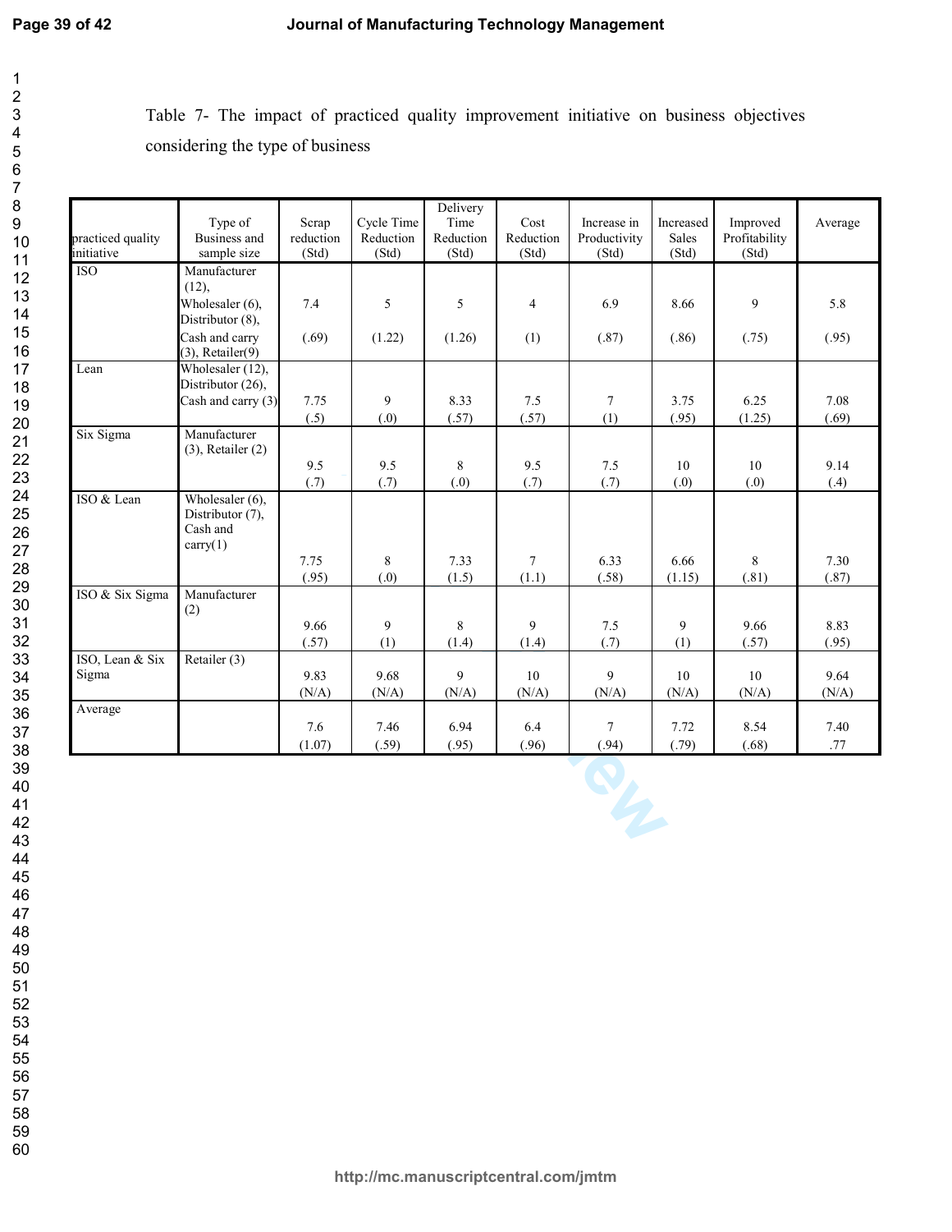Table 7- The impact of practiced quality improvement initiative on business objectives considering the type of business

| practiced quality initiative | Type of Business and sample size | Scrap reduction (Std) | Cycle Time Reduction (Std) | Delivery Time Reduction (Std) | Cost Reduction (Std) | Increase in Productivity (Std) | Increased Sales (Std) | Improved Profitability (Std) | Average |
|---|---|---|---|---|---|---|---|---|---|
| ISO | Manufacturer (12), Wholesaler (6), Distributor (8), Cash and carry (3), Retailer(9) | 7.4 (.69) | 5 (1.22) | 5 (1.26) | 4 (1) | 6.9 (.87) | 8.66 (.86) | 9 (.75) | 5.8 (.95) |
| Lean | Wholesaler (12), Distributor (26), Cash and carry (3) | 7.75 (.5) | 9 (.0) | 8.33 (.57) | 7.5 (.57) | 7 (1) | 3.75 (.95) | 6.25 (1.25) | 7.08 (.69) |
| Six Sigma | Manufacturer (3), Retailer (2) | 9.5 (.7) | 9.5 (.7) | 8 (.0) | 9.5 (.7) | 7.5 (.7) | 10 (.0) | 10 (.0) | 9.14 (.4) |
| ISO & Lean | Wholesaler (6), Distributor (7), Cash and carry(1) | 7.75 (.95) | 8 (.0) | 7.33 (1.5) | 7 (1.1) | 6.33 (.58) | 6.66 (1.15) | 8 (.81) | 7.30 (.87) |
| ISO & Six Sigma | Manufacturer (2) | 9.66 (.57) | 9 (1) | 8 (1.4) | 9 (1.4) | 7.5 (.7) | 9 (1) | 9.66 (.57) | 8.83 (.95) |
| ISO, Lean & Six Sigma | Retailer (3) | 9.83 (N/A) | 9.68 (N/A) | 9 (N/A) | 10 (N/A) | 9 (N/A) | 10 (N/A) | 10 (N/A) | 9.64 (N/A) |
| Average | | 7.6 (1.07) | 7.46 (.59) | 6.94 (.95) | 6.4 (.96) | 7 (.94) | 7.72 (.79) | 8.54 (.68) | 7.40 .77 |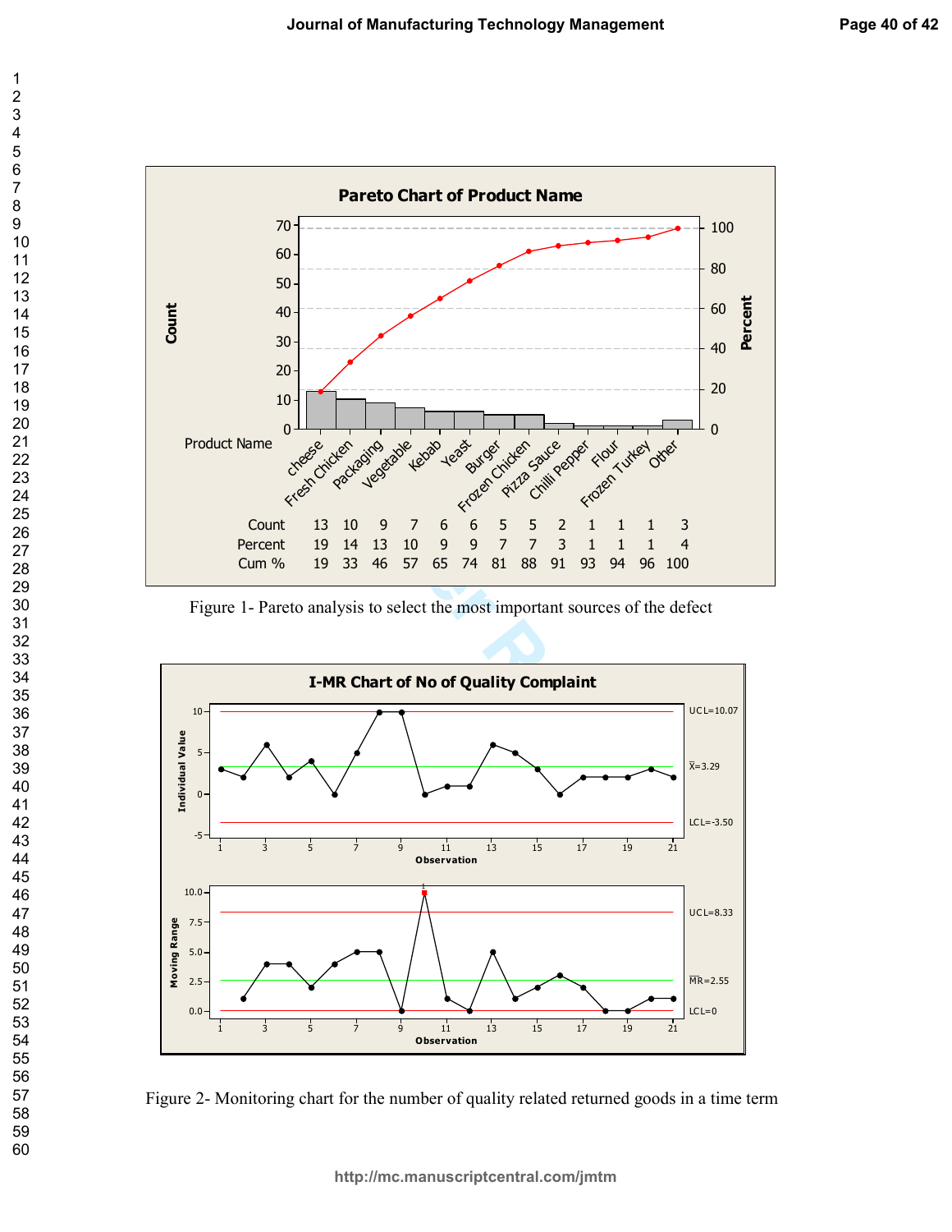**Pareto Chart of Product Name**

| Product Name | cheese | Fresh Chicken | Packaging | Vegetable | Kebab | Yeast | Burger | Frozen Chicken | Pizza Sauce | Chilli Pepper | Flour | Frozen Turkey | Other |
|---|---|---|---|---|---|---|---|---|---|---|---|---|---|
| Count | 13 | 10 | 9 | 7 | 6 | 6 | 5 | 5 | 2 | 1 | 1 | 1 | 3 |
| Percent | 19 | 14 | 13 | 10 | 9 | 9 | 7 | 7 | 3 | 1 | 1 | 1 | 4 |
| Cum % | 19 | 33 | 46 | 57 | 65 | 74 | 81 | 88 | 91 | 93 | 94 | 96 | 100 |

Figure 1- Pareto analysis to select the most important sources of the defect

**I-MR Chart of No of Quality Complaint**

Individual Value: UCL=10.07, $\bar{X}$=3.29, LCL=-3.50

Moving Range: UCL=8.33, $\overline{MR}$=2.55, LCL=0

Figure 2- Monitoring chart for the number of quality related returned goods in a time term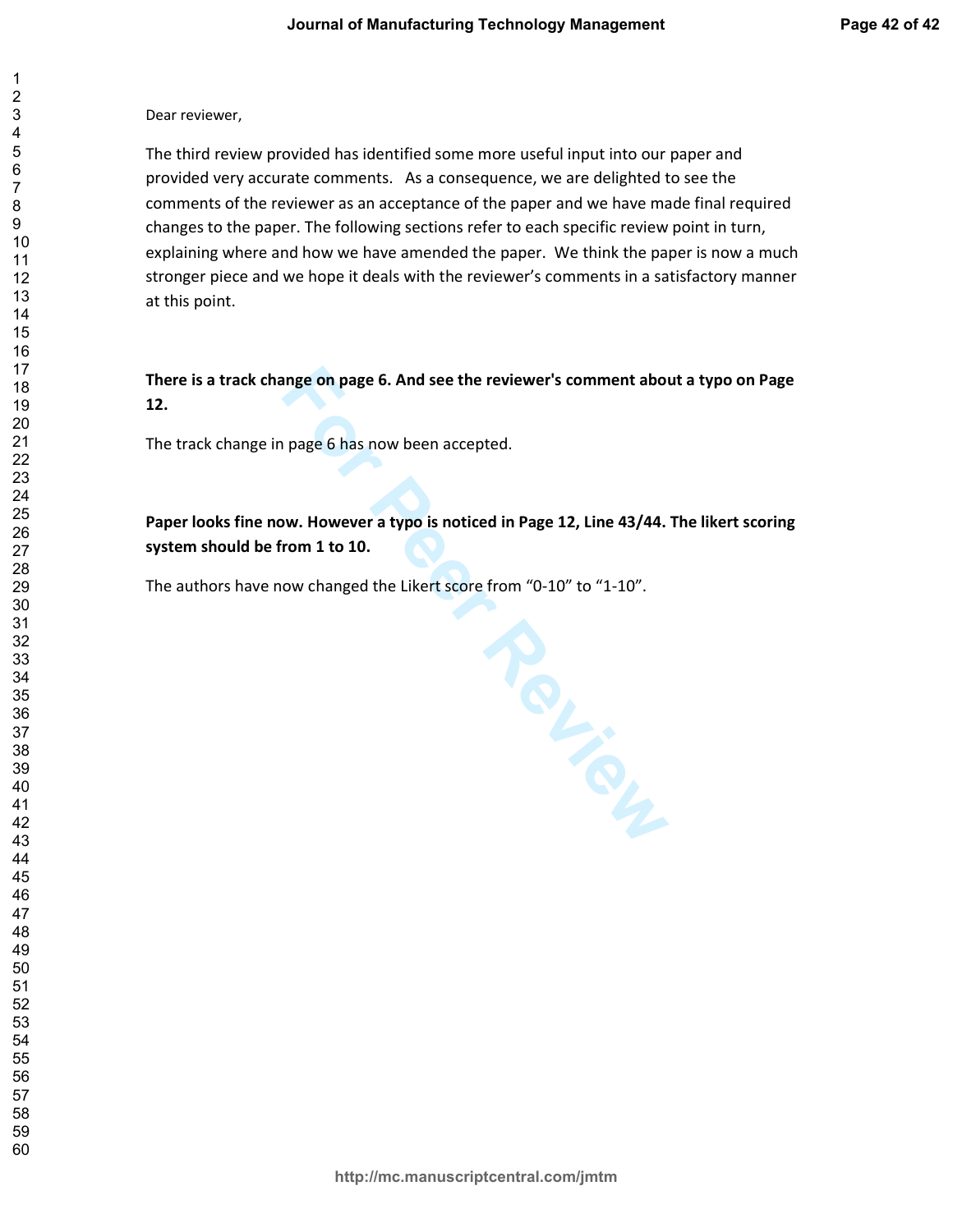Dear reviewer,

The third review provided has identified some more useful input into our paper and provided very accurate comments.   As a consequence, we are delighted to see the comments of the reviewer as an acceptance of the paper and we have made final required changes to the paper. The following sections refer to each specific review point in turn, explaining where and how we have amended the paper.  We think the paper is now a much stronger piece and we hope it deals with the reviewer's comments in a satisfactory manner at this point.

**There is a track change on page 6. And see the reviewer's comment about a typo on Page 12.**

The track change in page 6 has now been accepted.

**Paper looks fine now. However a typo is noticed in Page 12, Line 43/44. The likert scoring system should be from 1 to 10.**

The authors have now changed the Likert score from "0-10" to "1-10".